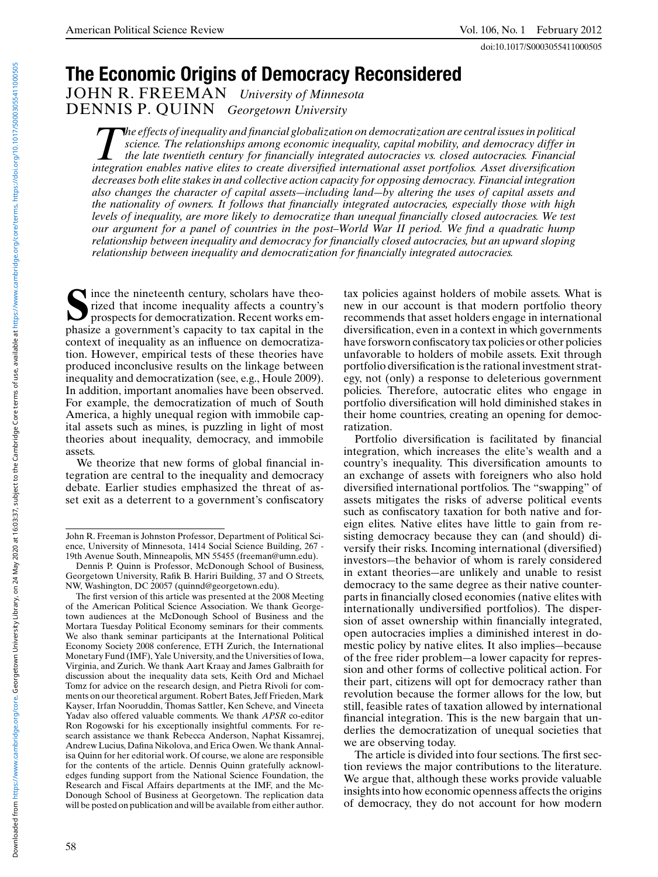# The Economic Origins of Democracy Reconsidered

JOHN R. FREEMAN *University of Minnesota*
DENNIS P. QUINN *Georgetown University*

*The effects of inequality and financial globalization on democratization are central issues in political science. The relationships among economic inequality, capital mobility, and democracy differ in the late twentieth century for financially integrated autocracies vs. closed autocracies. Financial integration enables native elites to create diversified international asset portfolios. Asset diversification decreases both elite stakes in and collective action capacity for opposing democracy. Financial integration also changes the character of capital assets—including land—by altering the uses of capital assets and the nationality of owners. It follows that financially integrated autocracies, especially those with high levels of inequality, are more likely to democratize than unequal financially closed autocracies. We test our argument for a panel of countries in the post–World War II period. We find a quadratic hump relationship between inequality and democracy for financially closed autocracies, but an upward sloping relationship between inequality and democratization for financially integrated autocracies.*

Since the nineteenth century, scholars have theorized that income inequality affects a country's prospects for democratization. Recent works emphasize a government's capacity to tax capital in the context of inequality as an influence on democratization. However, empirical tests of these theories have produced inconclusive results on the linkage between inequality and democratization (see, e.g., Houle 2009). In addition, important anomalies have been observed. For example, the democratization of much of South America, a highly unequal region with immobile capital assets such as mines, is puzzling in light of most theories about inequality, democracy, and immobile assets.

We theorize that new forms of global financial integration are central to the inequality and democracy debate. Earlier studies emphasized the threat of asset exit as a deterrent to a government's confiscatory tax policies against holders of mobile assets. What is new in our account is that modern portfolio theory recommends that asset holders engage in international diversification, even in a context in which governments have forsworn confiscatory tax policies or other policies unfavorable to holders of mobile assets. Exit through portfolio diversification is the rational investment strategy, not (only) a response to deleterious government policies. Therefore, autocratic elites who engage in portfolio diversification will hold diminished stakes in their home countries, creating an opening for democratization.

Portfolio diversification is facilitated by financial integration, which increases the elite's wealth and a country's inequality. This diversification amounts to an exchange of assets with foreigners who also hold diversified international portfolios. The "swapping" of assets mitigates the risks of adverse political events such as confiscatory taxation for both native and foreign elites. Native elites have little to gain from resisting democracy because they can (and should) diversify their risks. Incoming international (diversified) investors—the behavior of whom is rarely considered in extant theories—are unlikely and unable to resist democracy to the same degree as their native counterparts in financially closed economies (native elites with internationally undiversified portfolios). The dispersion of asset ownership within financially integrated, open autocracies implies a diminished interest in domestic policy by native elites. It also implies—because of the free rider problem—a lower capacity for repression and other forms of collective political action. For their part, citizens will opt for democracy rather than revolution because the former allows for the low, but still, feasible rates of taxation allowed by international financial integration. This is the new bargain that underlies the democratization of unequal societies that we are observing today.

The article is divided into four sections. The first section reviews the major contributions to the literature. We argue that, although these works provide valuable insights into how economic openness affects the origins of democracy, they do not account for how modern

---

John R. Freeman is Johnston Professor, Department of Political Science, University of Minnesota, 1414 Social Science Building, 267 - 19th Avenue South, Minneapolis, MN 55455 (freeman@umn.edu).

Dennis P. Quinn is Professor, McDonough School of Business, Georgetown University, Rafik B. Hariri Building, 37 and O Streets, NW, Washington, DC 20057 (quinnd@georgetown.edu).

The first version of this article was presented at the 2008 Meeting of the American Political Science Association. We thank Georgetown audiences at the McDonough School of Business and the Mortara Tuesday Political Economy seminars for their comments. We also thank seminar participants at the International Political Economy Society 2008 conference, ETH Zurich, the International Monetary Fund (IMF), Yale University, and the Universities of Iowa, Virginia, and Zurich. We thank Aart Kraay and James Galbraith for discussion about the inequality data sets, Keith Ord and Michael Tomz for advice on the research design, and Pietra Rivoli for comments on our theoretical argument. Robert Bates, Jeff Frieden, Mark Kayser, Irfan Nooruddin, Thomas Sattler, Ken Scheve, and Vineeta Yadav also offered valuable comments. We thank *APSR* co-editor Ron Rogowski for his exceptionally insightful comments. For research assistance we thank Rebecca Anderson, Naphat Kissamrej, Andrew Lucius, Dafina Nikolova, and Erica Owen. We thank Annalisa Quinn for her editorial work. Of course, we alone are responsible for the contents of the article. Dennis Quinn gratefully acknowledges funding support from the National Science Foundation, the Research and Fiscal Affairs departments at the IMF, and the McDonough School of Business at Georgetown. The replication data will be posted on publication and will be available from either author.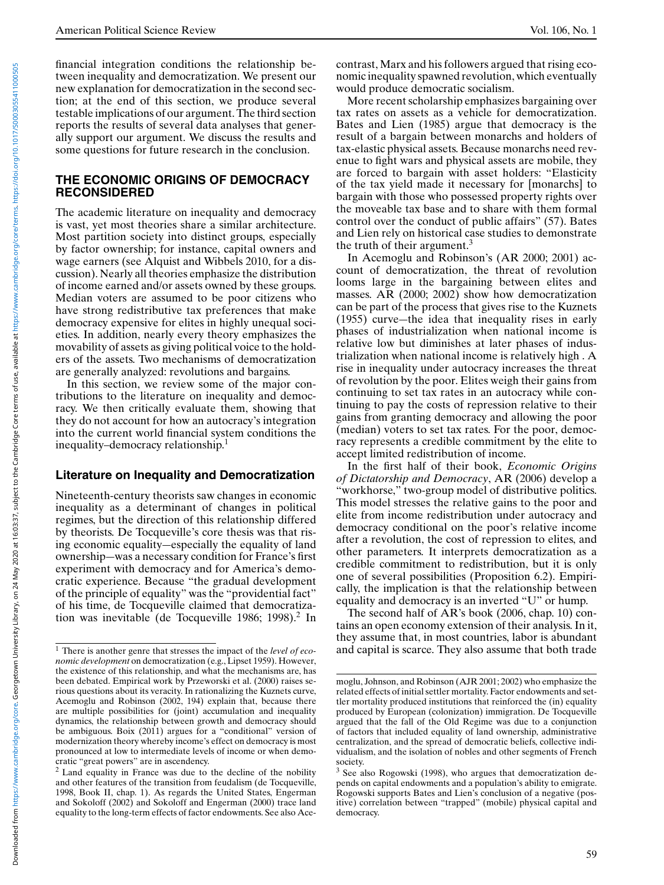financial integration conditions the relationship between inequality and democratization. We present our new explanation for democratization in the second section; at the end of this section, we produce several testable implications of our argument. The third section reports the results of several data analyses that generally support our argument. We discuss the results and some questions for future research in the conclusion.

## THE ECONOMIC ORIGINS OF DEMOCRACY RECONSIDERED

The academic literature on inequality and democracy is vast, yet most theories share a similar architecture. Most partition society into distinct groups, especially by factor ownership; for instance, capital owners and wage earners (see Alquist and Wibbels 2010, for a discussion). Nearly all theories emphasize the distribution of income earned and/or assets owned by these groups. Median voters are assumed to be poor citizens who have strong redistributive tax preferences that make democracy expensive for elites in highly unequal societies. In addition, nearly every theory emphasizes the movability of assets as giving political voice to the holders of the assets. Two mechanisms of democratization are generally analyzed: revolutions and bargains.

In this section, we review some of the major contributions to the literature on inequality and democracy. We then critically evaluate them, showing that they do not account for how an autocracy's integration into the current world financial system conditions the inequality–democracy relationship.[1]

### Literature on Inequality and Democratization

Nineteenth-century theorists saw changes in economic inequality as a determinant of changes in political regimes, but the direction of this relationship differed by theorists. De Tocqueville's core thesis was that rising economic equality—especially the equality of land ownership—was a necessary condition for France's first experiment with democracy and for America's democratic experience. Because "the gradual development of the principle of equality" was the "providential fact" of his time, de Tocqueville claimed that democratization was inevitable (de Tocqueville 1986; 1998).[2] In contrast, Marx and his followers argued that rising economic inequality spawned revolution, which eventually would produce democratic socialism.

More recent scholarship emphasizes bargaining over tax rates on assets as a vehicle for democratization. Bates and Lien (1985) argue that democracy is the result of a bargain between monarchs and holders of tax-elastic physical assets. Because monarchs need revenue to fight wars and physical assets are mobile, they are forced to bargain with asset holders: "Elasticity of the tax yield made it necessary for [monarchs] to bargain with those who possessed property rights over the moveable tax base and to share with them formal control over the conduct of public affairs" (57). Bates and Lien rely on historical case studies to demonstrate the truth of their argument.[3]

In Acemoglu and Robinson's (AR 2000; 2001) account of democratization, the threat of revolution looms large in the bargaining between elites and masses. AR (2000; 2002) show how democratization can be part of the process that gives rise to the Kuznets (1955) curve—the idea that inequality rises in early phases of industrialization when national income is relative low but diminishes at later phases of industrialization when national income is relatively high . A rise in inequality under autocracy increases the threat of revolution by the poor. Elites weigh their gains from continuing to set tax rates in an autocracy while continuing to pay the costs of repression relative to their gains from granting democracy and allowing the poor (median) voters to set tax rates. For the poor, democracy represents a credible commitment by the elite to accept limited redistribution of income.

In the first half of their book, *Economic Origins of Dictatorship and Democracy*, AR (2006) develop a "workhorse," two-group model of distributive politics. This model stresses the relative gains to the poor and elite from income redistribution under autocracy and democracy conditional on the poor's relative income after a revolution, the cost of repression to elites, and other parameters. It interprets democratization as a credible commitment to redistribution, but it is only one of several possibilities (Proposition 6.2). Empirically, the implication is that the relationship between equality and democracy is an inverted "U" or hump.

The second half of AR's book (2006, chap. 10) contains an open economy extension of their analysis. In it, they assume that, in most countries, labor is abundant and capital is scarce. They also assume that both trade

[1] There is another genre that stresses the impact of the *level of economic development* on democratization (e.g., Lipset 1959). However, the existence of this relationship, and what the mechanisms are, has been debated. Empirical work by Przeworski et al. (2000) raises serious questions about its veracity. In rationalizing the Kuznets curve, Acemoglu and Robinson (2002, 194) explain that, because there are multiple possibilities for (joint) accumulation and inequality dynamics, the relationship between growth and democracy should be ambiguous. Boix (2011) argues for a "conditional" version of modernization theory whereby income's effect on democracy is most pronounced at low to intermediate levels of income or when democratic "great powers" are in ascendency.

[2] Land equality in France was due to the decline of the nobility and other features of the transition from feudalism (de Tocqueville, 1998, Book II, chap. 1). As regards the United States, Engerman and Sokoloff (2002) and Sokoloff and Engerman (2000) trace land equality to the long-term effects of factor endowments. See also Acemoglu, Johnson, and Robinson (AJR 2001; 2002) who emphasize the related effects of initial settler mortality. Factor endowments and settler mortality produced institutions that reinforced the (in) equality produced by European (colonization) immigration. De Tocqueville argued that the fall of the Old Regime was due to a conjunction of factors that included equality of land ownership, administrative centralization, and the spread of democratic beliefs, collective individualism, and the isolation of nobles and other segments of French society.

[3] See also Rogowski (1998), who argues that democratization depends on capital endowments and a population's ability to emigrate. Rogowski supports Bates and Lien's conclusion of a negative (positive) correlation between "trapped" (mobile) physical capital and democracy.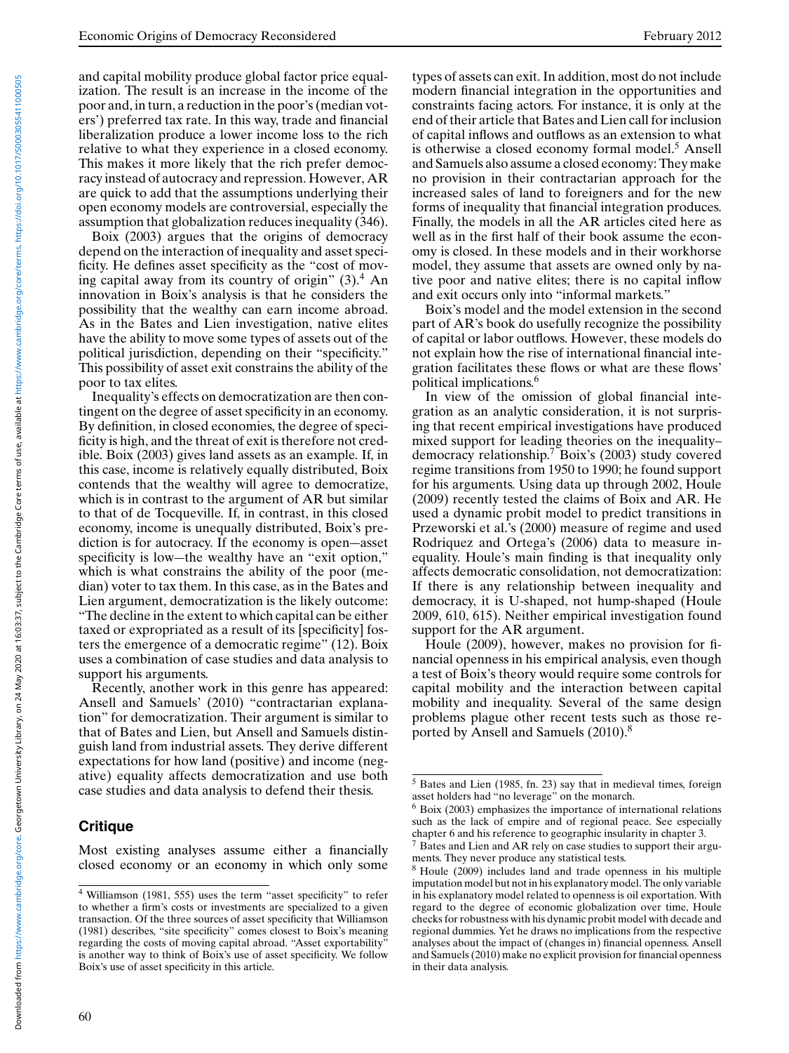and capital mobility produce global factor price equalization. The result is an increase in the income of the poor and, in turn, a reduction in the poor's (median voters') preferred tax rate. In this way, trade and financial liberalization produce a lower income loss to the rich relative to what they experience in a closed economy. This makes it more likely that the rich prefer democracy instead of autocracy and repression. However, AR are quick to add that the assumptions underlying their open economy models are controversial, especially the assumption that globalization reduces inequality (346).

Boix (2003) argues that the origins of democracy depend on the interaction of inequality and asset specificity. He defines asset specificity as the "cost of moving capital away from its country of origin" (3).[4] An innovation in Boix's analysis is that he considers the possibility that the wealthy can earn income abroad. As in the Bates and Lien investigation, native elites have the ability to move some types of assets out of the political jurisdiction, depending on their "specificity." This possibility of asset exit constrains the ability of the poor to tax elites.

Inequality's effects on democratization are then contingent on the degree of asset specificity in an economy. By definition, in closed economies, the degree of specificity is high, and the threat of exit is therefore not credible. Boix (2003) gives land assets as an example. If, in this case, income is relatively equally distributed, Boix contends that the wealthy will agree to democratize, which is in contrast to the argument of AR but similar to that of de Tocqueville. If, in contrast, in this closed economy, income is unequally distributed, Boix's prediction is for autocracy. If the economy is open—asset specificity is low—the wealthy have an "exit option," which is what constrains the ability of the poor (median) voter to tax them. In this case, as in the Bates and Lien argument, democratization is the likely outcome: "The decline in the extent to which capital can be either taxed or expropriated as a result of its [specificity] fosters the emergence of a democratic regime" (12). Boix uses a combination of case studies and data analysis to support his arguments.

Recently, another work in this genre has appeared: Ansell and Samuels' (2010) "contractarian explanation" for democratization. Their argument is similar to that of Bates and Lien, but Ansell and Samuels distinguish land from industrial assets. They derive different expectations for how land (positive) and income (negative) equality affects democratization and use both case studies and data analysis to defend their thesis.

## Critique

Most existing analyses assume either a financially closed economy or an economy in which only some types of assets can exit. In addition, most do not include modern financial integration in the opportunities and constraints facing actors. For instance, it is only at the end of their article that Bates and Lien call for inclusion of capital inflows and outflows as an extension to what is otherwise a closed economy formal model.[5] Ansell and Samuels also assume a closed economy: They make no provision in their contractarian approach for the increased sales of land to foreigners and for the new forms of inequality that financial integration produces. Finally, the models in all the AR articles cited here as well as in the first half of their book assume the economy is closed. In these models and in their workhorse model, they assume that assets are owned only by native poor and native elites; there is no capital inflow and exit occurs only into "informal markets."

Boix's model and the model extension in the second part of AR's book do usefully recognize the possibility of capital or labor outflows. However, these models do not explain how the rise of international financial integration facilitates these flows or what are these flows' political implications.[6]

In view of the omission of global financial integration as an analytic consideration, it is not surprising that recent empirical investigations have produced mixed support for leading theories on the inequality–democracy relationship.[7] Boix's (2003) study covered regime transitions from 1950 to 1990; he found support for his arguments. Using data up through 2002, Houle (2009) recently tested the claims of Boix and AR. He used a dynamic probit model to predict transitions in Przeworski et al.'s (2000) measure of regime and used Rodriquez and Ortega's (2006) data to measure inequality. Houle's main finding is that inequality only affects democratic consolidation, not democratization: If there is any relationship between inequality and democracy, it is U-shaped, not hump-shaped (Houle 2009, 610, 615). Neither empirical investigation found support for the AR argument.

Houle (2009), however, makes no provision for financial openness in his empirical analysis, even though a test of Boix's theory would require some controls for capital mobility and the interaction between capital mobility and inequality. Several of the same design problems plague other recent tests such as those reported by Ansell and Samuels (2010).[8]

---

[4] Williamson (1981, 555) uses the term "asset specificity" to refer to whether a firm's costs or investments are specialized to a given transaction. Of the three sources of asset specificity that Williamson (1981) describes, "site specificity" comes closest to Boix's meaning regarding the costs of moving capital abroad. "Asset exportability" is another way to think of Boix's use of asset specificity. We follow Boix's use of asset specificity in this article.

[5] Bates and Lien (1985, fn. 23) say that in medieval times, foreign asset holders had "no leverage" on the monarch.

[6] Boix (2003) emphasizes the importance of international relations such as the lack of empire and of regional peace. See especially chapter 6 and his reference to geographic insularity in chapter 3.

[7] Bates and Lien and AR rely on case studies to support their arguments. They never produce any statistical tests.

[8] Houle (2009) includes land and trade openness in his multiple imputation model but not in his explanatory model. The only variable in his explanatory model related to openness is oil exportation. With regard to the degree of economic globalization over time, Houle checks for robustness with his dynamic probit model with decade and regional dummies. Yet he draws no implications from the respective analyses about the impact of (changes in) financial openness. Ansell and Samuels (2010) make no explicit provision for financial openness in their data analysis.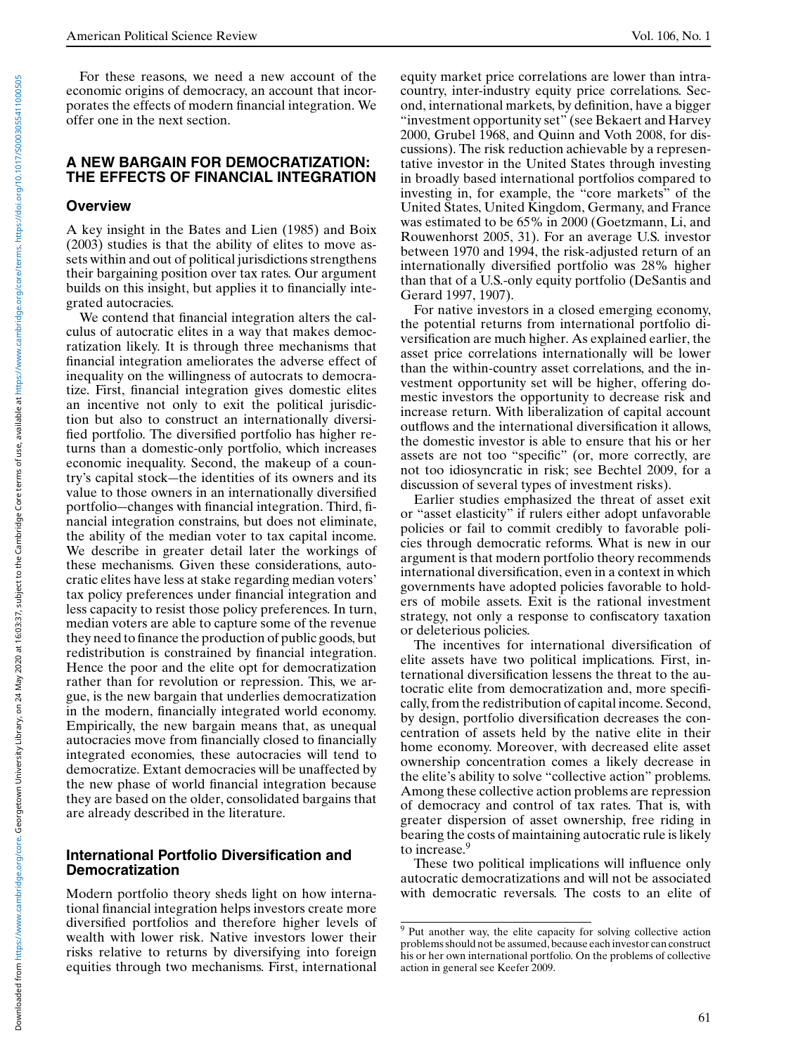For these reasons, we need a new account of the economic origins of democracy, an account that incorporates the effects of modern financial integration. We offer one in the next section.

## A NEW BARGAIN FOR DEMOCRATIZATION: THE EFFECTS OF FINANCIAL INTEGRATION

### Overview

A key insight in the Bates and Lien (1985) and Boix (2003) studies is that the ability of elites to move assets within and out of political jurisdictions strengthens their bargaining position over tax rates. Our argument builds on this insight, but applies it to financially integrated autocracies.

We contend that financial integration alters the calculus of autocratic elites in a way that makes democratization likely. It is through three mechanisms that financial integration ameliorates the adverse effect of inequality on the willingness of autocrats to democratize. First, financial integration gives domestic elites an incentive not only to exit the political jurisdiction but also to construct an internationally diversified portfolio. The diversified portfolio has higher returns than a domestic-only portfolio, which increases economic inequality. Second, the makeup of a country's capital stock—the identities of its owners and its value to those owners in an internationally diversified portfolio—changes with financial integration. Third, financial integration constrains, but does not eliminate, the ability of the median voter to tax capital income. We describe in greater detail later the workings of these mechanisms. Given these considerations, autocratic elites have less at stake regarding median voters' tax policy preferences under financial integration and less capacity to resist those policy preferences. In turn, median voters are able to capture some of the revenue they need to finance the production of public goods, but redistribution is constrained by financial integration. Hence the poor and the elite opt for democratization rather than for revolution or repression. This, we argue, is the new bargain that underlies democratization in the modern, financially integrated world economy. Empirically, the new bargain means that, as unequal autocracies move from financially closed to financially integrated economies, these autocracies will tend to democratize. Extant democracies will be unaffected by the new phase of world financial integration because they are based on the older, consolidated bargains that are already described in the literature.

### International Portfolio Diversification and Democratization

Modern portfolio theory sheds light on how international financial integration helps investors create more diversified portfolios and therefore higher levels of wealth with lower risk. Native investors lower their risks relative to returns by diversifying into foreign equities through two mechanisms. First, international equity market price correlations are lower than intra-country, inter-industry equity price correlations. Second, international markets, by definition, have a bigger "investment opportunity set" (see Bekaert and Harvey 2000, Grubel 1968, and Quinn and Voth 2008, for discussions). The risk reduction achievable by a representative investor in the United States through investing in broadly based international portfolios compared to investing in, for example, the "core markets" of the United States, United Kingdom, Germany, and France was estimated to be 65% in 2000 (Goetzmann, Li, and Rouwenhorst 2005, 31). For an average U.S. investor between 1970 and 1994, the risk-adjusted return of an internationally diversified portfolio was 28% higher than that of a U.S.-only equity portfolio (DeSantis and Gerard 1997, 1907).

For native investors in a closed emerging economy, the potential returns from international portfolio diversification are much higher. As explained earlier, the asset price correlations internationally will be lower than the within-country asset correlations, and the investment opportunity set will be higher, offering domestic investors the opportunity to decrease risk and increase return. With liberalization of capital account outflows and the international diversification it allows, the domestic investor is able to ensure that his or her assets are not too "specific" (or, more correctly, are not too idiosyncratic in risk; see Bechtel 2009, for a discussion of several types of investment risks).

Earlier studies emphasized the threat of asset exit or "asset elasticity" if rulers either adopt unfavorable policies or fail to commit credibly to favorable policies through democratic reforms. What is new in our argument is that modern portfolio theory recommends international diversification, even in a context in which governments have adopted policies favorable to holders of mobile assets. Exit is the rational investment strategy, not only a response to confiscatory taxation or deleterious policies.

The incentives for international diversification of elite assets have two political implications. First, international diversification lessens the threat to the autocratic elite from democratization and, more specifically, from the redistribution of capital income. Second, by design, portfolio diversification decreases the concentration of assets held by the native elite in their home economy. Moreover, with decreased elite asset ownership concentration comes a likely decrease in the elite's ability to solve "collective action" problems. Among these collective action problems are repression of democracy and control of tax rates. That is, with greater dispersion of asset ownership, free riding in bearing the costs of maintaining autocratic rule is likely to increase.[9]

These two political implications will influence only autocratic democratizations and will not be associated with democratic reversals. The costs to an elite of

[9] Put another way, the elite capacity for solving collective action problems should not be assumed, because each investor can construct his or her own international portfolio. On the problems of collective action in general see Keefer 2009.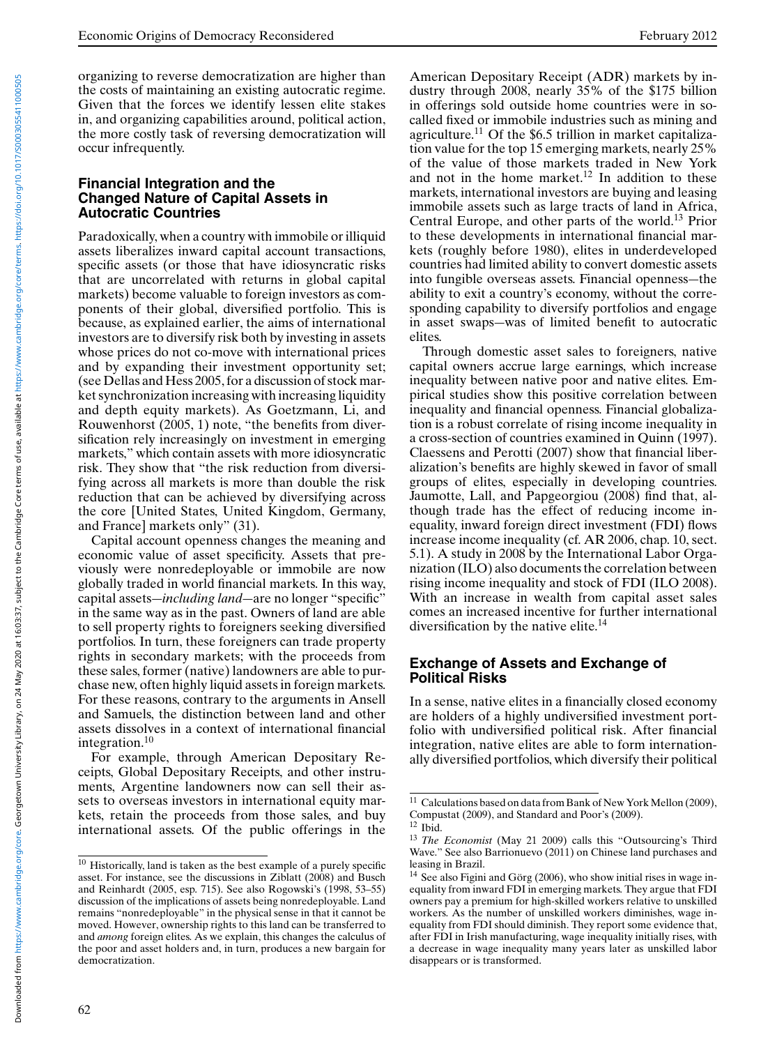organizing to reverse democratization are higher than the costs of maintaining an existing autocratic regime. Given that the forces we identify lessen elite stakes in, and organizing capabilities around, political action, the more costly task of reversing democratization will occur infrequently.

## Financial Integration and the Changed Nature of Capital Assets in Autocratic Countries

Paradoxically, when a country with immobile or illiquid assets liberalizes inward capital account transactions, specific assets (or those that have idiosyncratic risks that are uncorrelated with returns in global capital markets) become valuable to foreign investors as components of their global, diversified portfolio. This is because, as explained earlier, the aims of international investors are to diversify risk both by investing in assets whose prices do not co-move with international prices and by expanding their investment opportunity set; (see Dellas and Hess 2005, for a discussion of stock market synchronization increasing with increasing liquidity and depth equity markets). As Goetzmann, Li, and Rouwenhorst (2005, 1) note, "the benefits from diversification rely increasingly on investment in emerging markets," which contain assets with more idiosyncratic risk. They show that "the risk reduction from diversifying across all markets is more than double the risk reduction that can be achieved by diversifying across the core [United States, United Kingdom, Germany, and France] markets only" (31).

Capital account openness changes the meaning and economic value of asset specificity. Assets that previously were nonredeployable or immobile are now globally traded in world financial markets. In this way, capital assets—*including land*—are no longer "specific" in the same way as in the past. Owners of land are able to sell property rights to foreigners seeking diversified portfolios. In turn, these foreigners can trade property rights in secondary markets; with the proceeds from these sales, former (native) landowners are able to purchase new, often highly liquid assets in foreign markets. For these reasons, contrary to the arguments in Ansell and Samuels, the distinction between land and other assets dissolves in a context of international financial integration.[10]

For example, through American Depositary Receipts, Global Depositary Receipts, and other instruments, Argentine landowners now can sell their assets to overseas investors in international equity markets, retain the proceeds from those sales, and buy international assets. Of the public offerings in the American Depositary Receipt (ADR) markets by industry through 2008, nearly 35% of the $175 billion in offerings sold outside home countries were in so-called fixed or immobile industries such as mining and agriculture.[11] Of the $6.5 trillion in market capitalization value for the top 15 emerging markets, nearly 25% of the value of those markets traded in New York and not in the home market.[12] In addition to these markets, international investors are buying and leasing immobile assets such as large tracts of land in Africa, Central Europe, and other parts of the world.[13] Prior to these developments in international financial markets (roughly before 1980), elites in underdeveloped countries had limited ability to convert domestic assets into fungible overseas assets. Financial openness—the ability to exit a country's economy, without the corresponding capability to diversify portfolios and engage in asset swaps—was of limited benefit to autocratic elites.

Through domestic asset sales to foreigners, native capital owners accrue large earnings, which increase inequality between native poor and native elites. Empirical studies show this positive correlation between inequality and financial openness. Financial globalization is a robust correlate of rising income inequality in a cross-section of countries examined in Quinn (1997). Claessens and Perotti (2007) show that financial liberalization's benefits are highly skewed in favor of small groups of elites, especially in developing countries. Jaumotte, Lall, and Papgeorgiou (2008) find that, although trade has the effect of reducing income inequality, inward foreign direct investment (FDI) flows increase income inequality (cf. AR 2006, chap. 10, sect. 5.1). A study in 2008 by the International Labor Organization (ILO) also documents the correlation between rising income inequality and stock of FDI (ILO 2008). With an increase in wealth from capital asset sales comes an increased incentive for further international diversification by the native elite.[14]

## Exchange of Assets and Exchange of Political Risks

In a sense, native elites in a financially closed economy are holders of a highly undiversified investment portfolio with undiversified political risk. After financial integration, native elites are able to form internationally diversified portfolios, which diversify their political

[10] Historically, land is taken as the best example of a purely specific asset. For instance, see the discussions in Ziblatt (2008) and Busch and Reinhardt (2005, esp. 715). See also Rogowski's (1998, 53–55) discussion of the implications of assets being nonredeployable. Land remains "nonredeployable" in the physical sense in that it cannot be moved. However, ownership rights to this land can be transferred to and *among* foreign elites. As we explain, this changes the calculus of the poor and asset holders and, in turn, produces a new bargain for democratization.

[11] Calculations based on data from Bank of New York Mellon (2009), Compustat (2009), and Standard and Poor's (2009).

[12] Ibid.

[13] *The Economist* (May 21 2009) calls this "Outsourcing's Third Wave." See also Barrionuevo (2011) on Chinese land purchases and leasing in Brazil.

[14] See also Figini and Görg (2006), who show initial rises in wage inequality from inward FDI in emerging markets. They argue that FDI owners pay a premium for high-skilled workers relative to unskilled workers. As the number of unskilled workers diminishes, wage inequality from FDI should diminish. They report some evidence that, after FDI in Irish manufacturing, wage inequality initially rises, with a decrease in wage inequality many years later as unskilled labor disappears or is transformed.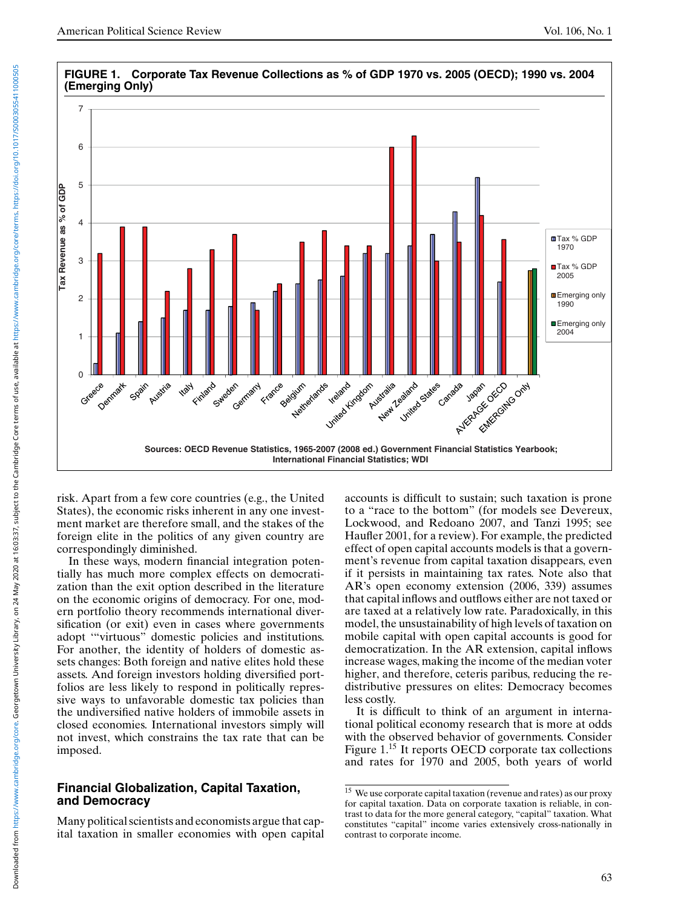**FIGURE 1. Corporate Tax Revenue Collections as % of GDP 1970 vs. 2005 (OECD); 1990 vs. 2004 (Emerging Only)**

Sources: OECD Revenue Statistics, 1965-2007 (2008 ed.) Government Financial Statistics Yearbook; International Financial Statistics; WDI

risk. Apart from a few core countries (e.g., the United States), the economic risks inherent in any one investment market are therefore small, and the stakes of the foreign elite in the politics of any given country are correspondingly diminished.

In these ways, modern financial integration potentially has much more complex effects on democratization than the exit option described in the literature on the economic origins of democracy. For one, modern portfolio theory recommends international diversification (or exit) even in cases where governments adopt '"virtuous" domestic policies and institutions. For another, the identity of holders of domestic assets changes: Both foreign and native elites hold these assets. And foreign investors holding diversified portfolios are less likely to respond in politically repressive ways to unfavorable domestic tax policies than the undiversified native holders of immobile assets in closed economies. International investors simply will not invest, which constrains the tax rate that can be imposed.

## Financial Globalization, Capital Taxation, and Democracy

Many political scientists and economists argue that capital taxation in smaller economies with open capital accounts is difficult to sustain; such taxation is prone to a "race to the bottom" (for models see Devereux, Lockwood, and Redoano 2007, and Tanzi 1995; see Haufler 2001, for a review). For example, the predicted effect of open capital accounts models is that a government's revenue from capital taxation disappears, even if it persists in maintaining tax rates. Note also that AR's open economy extension (2006, 339) assumes that capital inflows and outflows either are not taxed or are taxed at a relatively low rate. Paradoxically, in this model, the unsustainability of high levels of taxation on mobile capital with open capital accounts is good for democratization. In the AR extension, capital inflows increase wages, making the income of the median voter higher, and therefore, ceteris paribus, reducing the redistributive pressures on elites: Democracy becomes less costly.

It is difficult to think of an argument in international political economy research that is more at odds with the observed behavior of governments. Consider Figure 1.[15] It reports OECD corporate tax collections and rates for 1970 and 2005, both years of world

[15] We use corporate capital taxation (revenue and rates) as our proxy for capital taxation. Data on corporate taxation is reliable, in contrast to data for the more general category, "capital" taxation. What constitutes "capital" income varies extensively cross-nationally in contrast to corporate income.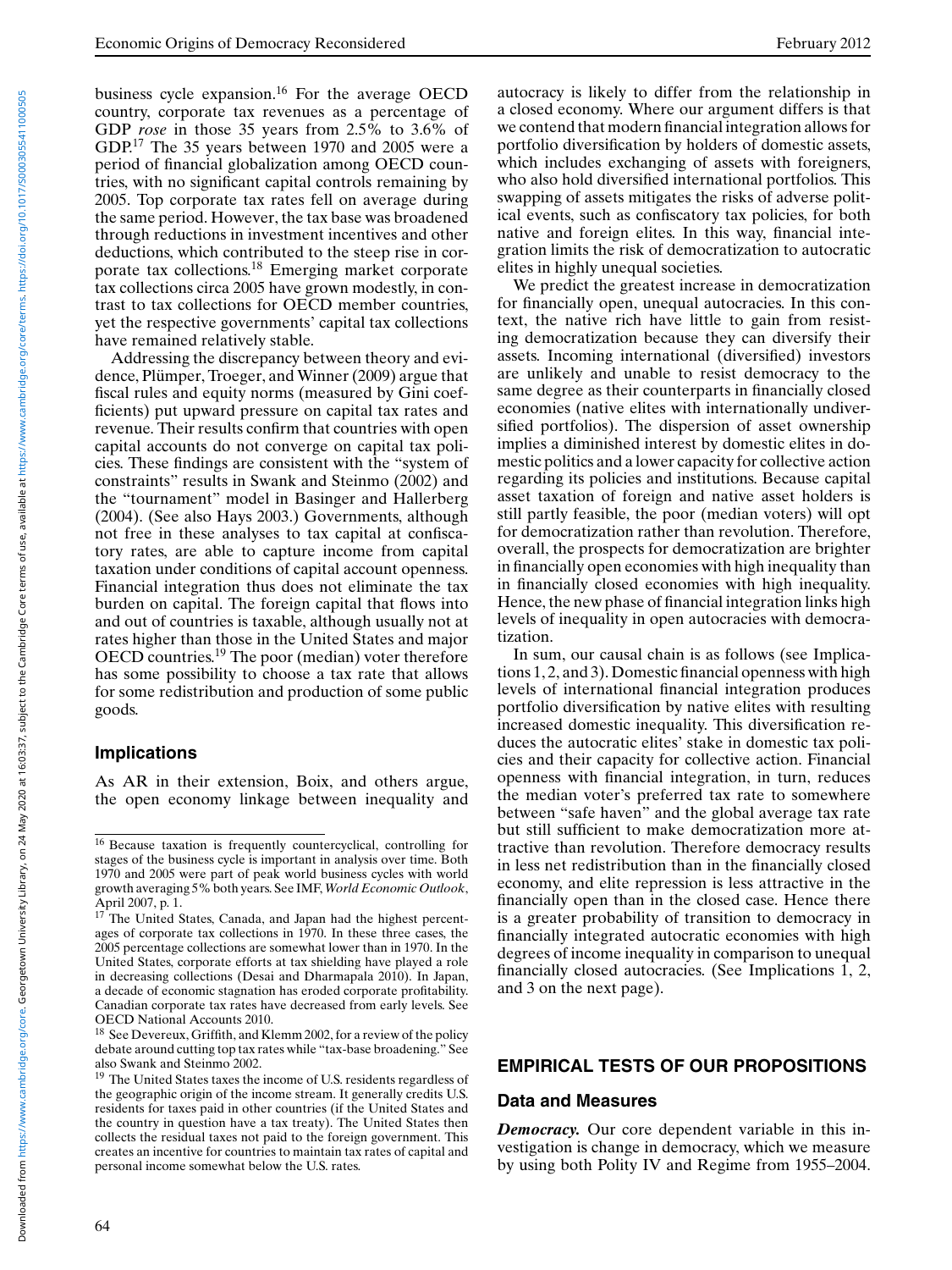business cycle expansion.[16] For the average OECD country, corporate tax revenues as a percentage of GDP *rose* in those 35 years from 2.5% to 3.6% of GDP.[17] The 35 years between 1970 and 2005 were a period of financial globalization among OECD countries, with no significant capital controls remaining by 2005. Top corporate tax rates fell on average during the same period. However, the tax base was broadened through reductions in investment incentives and other deductions, which contributed to the steep rise in corporate tax collections.[18] Emerging market corporate tax collections circa 2005 have grown modestly, in contrast to tax collections for OECD member countries, yet the respective governments' capital tax collections have remained relatively stable.

Addressing the discrepancy between theory and evidence, Plümper, Troeger, and Winner (2009) argue that fiscal rules and equity norms (measured by Gini coefficients) put upward pressure on capital tax rates and revenue. Their results confirm that countries with open capital accounts do not converge on capital tax policies. These findings are consistent with the "system of constraints" results in Swank and Steinmo (2002) and the "tournament" model in Basinger and Hallerberg (2004). (See also Hays 2003.) Governments, although not free in these analyses to tax capital at confiscatory rates, are able to capture income from capital taxation under conditions of capital account openness. Financial integration thus does not eliminate the tax burden on capital. The foreign capital that flows into and out of countries is taxable, although usually not at rates higher than those in the United States and major OECD countries.[19] The poor (median) voter therefore has some possibility to choose a tax rate that allows for some redistribution and production of some public goods.

## Implications

As AR in their extension, Boix, and others argue, the open economy linkage between inequality and autocracy is likely to differ from the relationship in a closed economy. Where our argument differs is that we contend that modern financial integration allows for portfolio diversification by holders of domestic assets, which includes exchanging of assets with foreigners, who also hold diversified international portfolios. This swapping of assets mitigates the risks of adverse political events, such as confiscatory tax policies, for both native and foreign elites. In this way, financial integration limits the risk of democratization to autocratic elites in highly unequal societies.

We predict the greatest increase in democratization for financially open, unequal autocracies. In this context, the native rich have little to gain from resisting democratization because they can diversify their assets. Incoming international (diversified) investors are unlikely and unable to resist democracy to the same degree as their counterparts in financially closed economies (native elites with internationally undiversified portfolios). The dispersion of asset ownership implies a diminished interest by domestic elites in domestic politics and a lower capacity for collective action regarding its policies and institutions. Because capital asset taxation of foreign and native asset holders is still partly feasible, the poor (median voters) will opt for democratization rather than revolution. Therefore, overall, the prospects for democratization are brighter in financially open economies with high inequality than in financially closed economies with high inequality. Hence, the new phase of financial integration links high levels of inequality in open autocracies with democratization.

In sum, our causal chain is as follows (see Implications 1, 2, and 3). Domestic financial openness with high levels of international financial integration produces portfolio diversification by native elites with resulting increased domestic inequality. This diversification reduces the autocratic elites' stake in domestic tax policies and their capacity for collective action. Financial openness with financial integration, in turn, reduces the median voter's preferred tax rate to somewhere between "safe haven" and the global average tax rate but still sufficient to make democratization more attractive than revolution. Therefore democracy results in less net redistribution than in the financially closed economy, and elite repression is less attractive in the financially open than in the closed case. Hence there is a greater probability of transition to democracy in financially integrated autocratic economies with high degrees of income inequality in comparison to unequal financially closed autocracies. (See Implications 1, 2, and 3 on the next page).

## EMPIRICAL TESTS OF OUR PROPOSITIONS

### Data and Measures

***Democracy.*** Our core dependent variable in this investigation is change in democracy, which we measure by using both Polity IV and Regime from 1955–2004.

---

[16] Because taxation is frequently countercyclical, controlling for stages of the business cycle is important in analysis over time. Both 1970 and 2005 were part of peak world business cycles with world growth averaging 5% both years. See IMF, *World Economic Outlook*, April 2007, p. 1.

[17] The United States, Canada, and Japan had the highest percentages of corporate tax collections in 1970. In these three cases, the 2005 percentage collections are somewhat lower than in 1970. In the United States, corporate efforts at tax shielding have played a role in decreasing collections (Desai and Dharmapala 2010). In Japan, a decade of economic stagnation has eroded corporate profitability. Canadian corporate tax rates have decreased from early levels. See OECD National Accounts 2010.

[18] See Devereux, Griffith, and Klemm 2002, for a review of the policy debate around cutting top tax rates while "tax-base broadening." See also Swank and Steinmo 2002.

[19] The United States taxes the income of U.S. residents regardless of the geographic origin of the income stream. It generally credits U.S. residents for taxes paid in other countries (if the United States and the country in question have a tax treaty). The United States then collects the residual taxes not paid to the foreign government. This creates an incentive for countries to maintain tax rates of capital and personal income somewhat below the U.S. rates.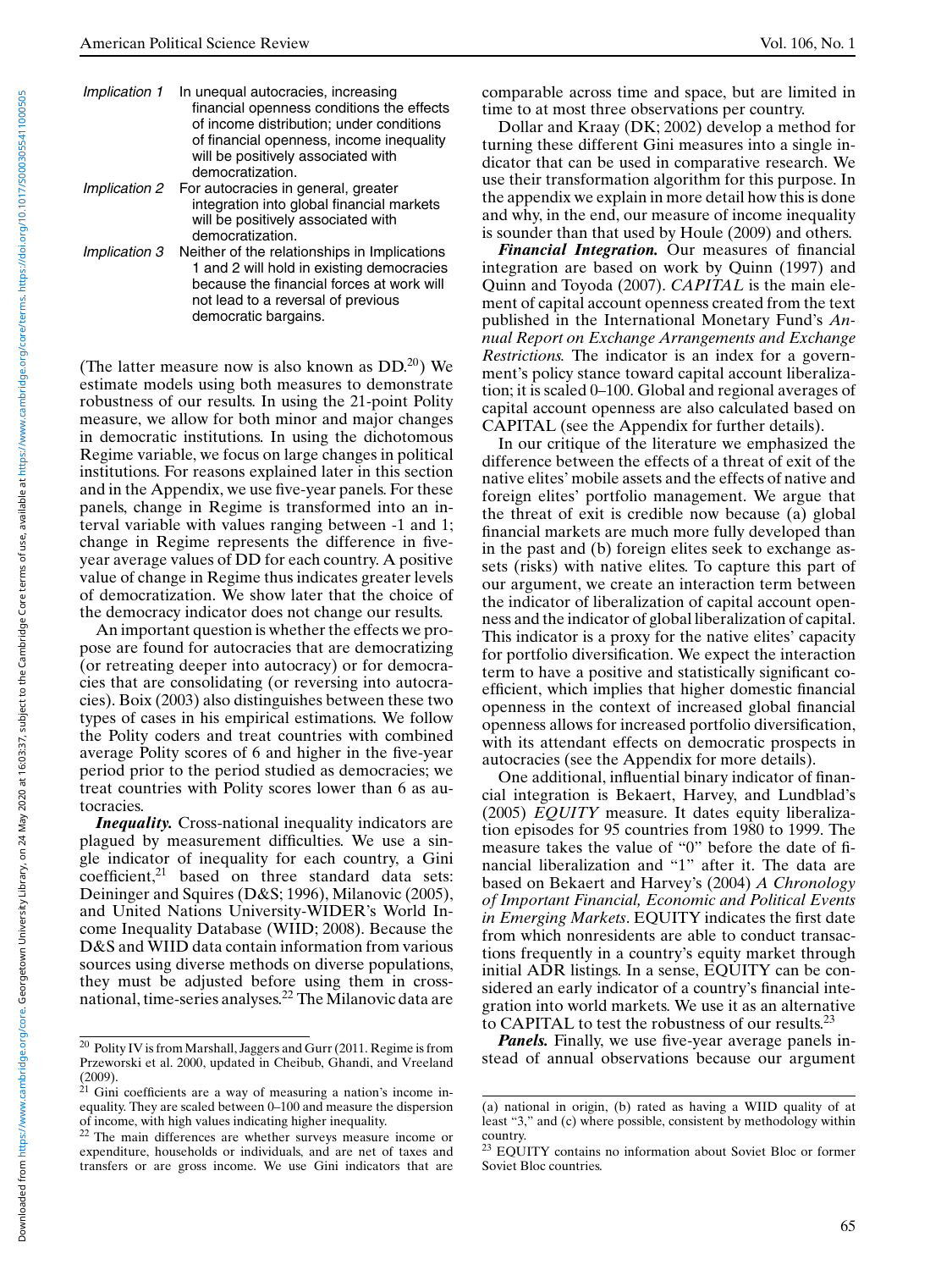| | |
|---|---|
| *Implication 1* | In unequal autocracies, increasing financial openness conditions the effects of income distribution; under conditions of financial openness, income inequality will be positively associated with democratization. |
| *Implication 2* | For autocracies in general, greater integration into global financial markets will be positively associated with democratization. |
| *Implication 3* | Neither of the relationships in Implications 1 and 2 will hold in existing democracies because the financial forces at work will not lead to a reversal of previous democratic bargains. |

(The latter measure now is also known as DD.[20]) We estimate models using both measures to demonstrate robustness of our results. In using the 21-point Polity measure, we allow for both minor and major changes in democratic institutions. In using the dichotomous Regime variable, we focus on large changes in political institutions. For reasons explained later in this section and in the Appendix, we use five-year panels. For these panels, change in Regime is transformed into an interval variable with values ranging between -1 and 1; change in Regime represents the difference in five-year average values of DD for each country. A positive value of change in Regime thus indicates greater levels of democratization. We show later that the choice of the democracy indicator does not change our results.

An important question is whether the effects we propose are found for autocracies that are democratizing (or retreating deeper into autocracy) or for democracies that are consolidating (or reversing into autocracies). Boix (2003) also distinguishes between these two types of cases in his empirical estimations. We follow the Polity coders and treat countries with combined average Polity scores of 6 and higher in the five-year period prior to the period studied as democracies; we treat countries with Polity scores lower than 6 as autocracies.

***Inequality.*** Cross-national inequality indicators are plagued by measurement difficulties. We use a single indicator of inequality for each country, a Gini coefficient,[21] based on three standard data sets: Deininger and Squires (D&S; 1996), Milanovic (2005), and United Nations University-WIDER's World Income Inequality Database (WIID; 2008). Because the D&S and WIID data contain information from various sources using diverse methods on diverse populations, they must be adjusted before using them in cross-national, time-series analyses.[22] The Milanovic data are comparable across time and space, but are limited in time to at most three observations per country.

Dollar and Kraay (DK; 2002) develop a method for turning these different Gini measures into a single indicator that can be used in comparative research. We use their transformation algorithm for this purpose. In the appendix we explain in more detail how this is done and why, in the end, our measure of income inequality is sounder than that used by Houle (2009) and others.

***Financial Integration.*** Our measures of financial integration are based on work by Quinn (1997) and Quinn and Toyoda (2007). *CAPITAL* is the main element of capital account openness created from the text published in the International Monetary Fund's *Annual Report on Exchange Arrangements and Exchange Restrictions.* The indicator is an index for a government's policy stance toward capital account liberalization; it is scaled 0–100. Global and regional averages of capital account openness are also calculated based on CAPITAL (see the Appendix for further details).

In our critique of the literature we emphasized the difference between the effects of a threat of exit of the native elites' mobile assets and the effects of native and foreign elites' portfolio management. We argue that the threat of exit is credible now because (a) global financial markets are much more fully developed than in the past and (b) foreign elites seek to exchange assets (risks) with native elites. To capture this part of our argument, we create an interaction term between the indicator of liberalization of capital account openness and the indicator of global liberalization of capital. This indicator is a proxy for the native elites' capacity for portfolio diversification. We expect the interaction term to have a positive and statistically significant coefficient, which implies that higher domestic financial openness in the context of increased global financial openness allows for increased portfolio diversification, with its attendant effects on democratic prospects in autocracies (see the Appendix for more details).

One additional, influential binary indicator of financial integration is Bekaert, Harvey, and Lundblad's (2005) *EQUITY* measure. It dates equity liberalization episodes for 95 countries from 1980 to 1999. The measure takes the value of "0" before the date of financial liberalization and "1" after it. The data are based on Bekaert and Harvey's (2004) *A Chronology of Important Financial, Economic and Political Events in Emerging Markets*. EQUITY indicates the first date from which nonresidents are able to conduct transactions frequently in a country's equity market through initial ADR listings. In a sense, EQUITY can be considered an early indicator of a country's financial integration into world markets. We use it as an alternative to CAPITAL to test the robustness of our results.[23]

***Panels.*** Finally, we use five-year average panels instead of annual observations because our argument

---

[20] Polity IV is from Marshall, Jaggers and Gurr (2011. Regime is from Przeworski et al. 2000, updated in Cheibub, Ghandi, and Vreeland (2009).

[21] Gini coefficients are a way of measuring a nation's income inequality. They are scaled between 0–100 and measure the dispersion of income, with high values indicating higher inequality.

[22] The main differences are whether surveys measure income or expenditure, households or individuals, and are net of taxes and transfers or are gross income. We use Gini indicators that are (a) national in origin, (b) rated as having a WIID quality of at least "3," and (c) where possible, consistent by methodology within country.

[23] EQUITY contains no information about Soviet Bloc or former Soviet Bloc countries.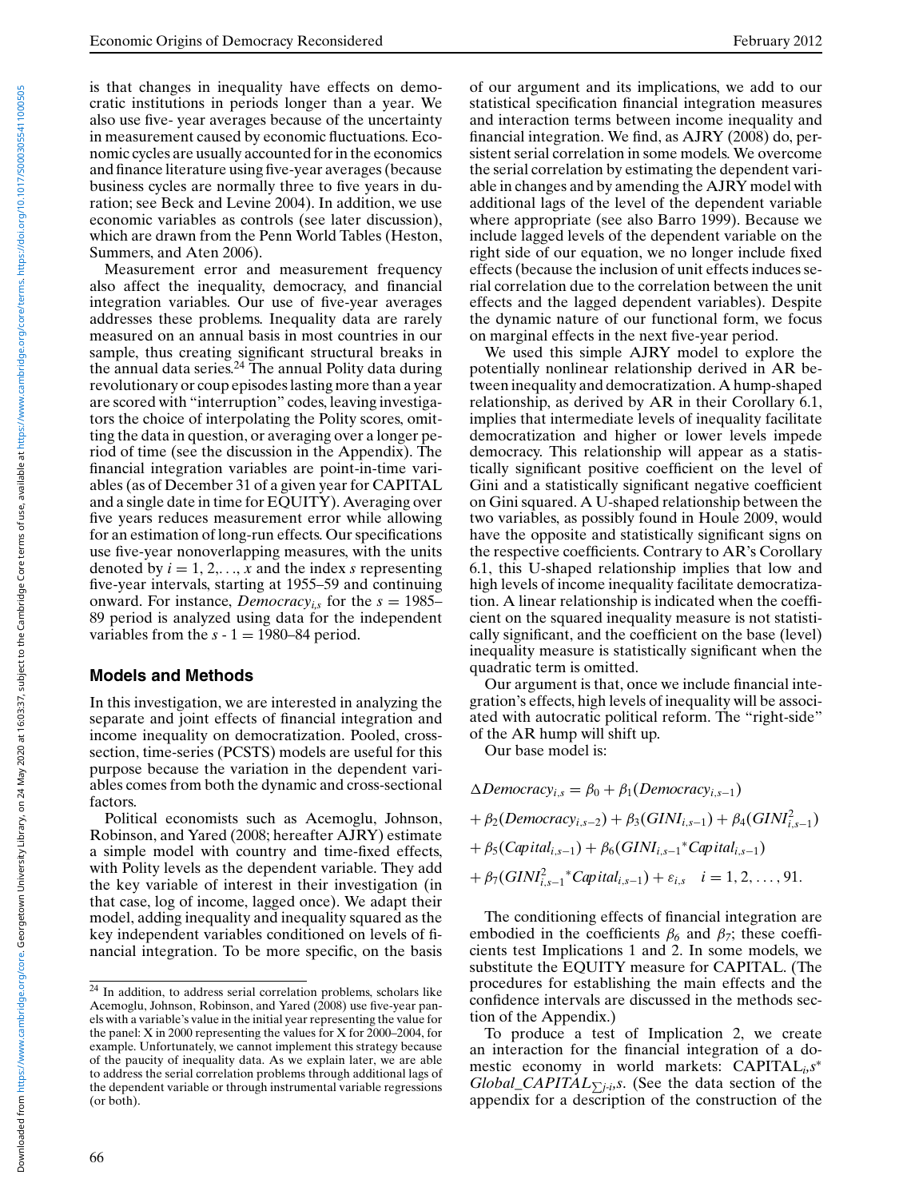is that changes in inequality have effects on democratic institutions in periods longer than a year. We also use five- year averages because of the uncertainty in measurement caused by economic fluctuations. Economic cycles are usually accounted for in the economics and finance literature using five-year averages (because business cycles are normally three to five years in duration; see Beck and Levine 2004). In addition, we use economic variables as controls (see later discussion), which are drawn from the Penn World Tables (Heston, Summers, and Aten 2006).

Measurement error and measurement frequency also affect the inequality, democracy, and financial integration variables. Our use of five-year averages addresses these problems. Inequality data are rarely measured on an annual basis in most countries in our sample, thus creating significant structural breaks in the annual data series.[24] The annual Polity data during revolutionary or coup episodes lasting more than a year are scored with "interruption" codes, leaving investigators the choice of interpolating the Polity scores, omitting the data in question, or averaging over a longer period of time (see the discussion in the Appendix). The financial integration variables are point-in-time variables (as of December 31 of a given year for CAPITAL and a single date in time for EQUITY). Averaging over five years reduces measurement error while allowing for an estimation of long-run effects. Our specifications use five-year nonoverlapping measures, with the units denoted by $i = 1, 2, \ldots, x$ and the index $s$ representing five-year intervals, starting at 1955–59 and continuing onward. For instance, $Democracy_{i,s}$ for the $s =$ 1985–89 period is analyzed using data for the independent variables from the $s - 1 =$ 1980–84 period.

## Models and Methods

In this investigation, we are interested in analyzing the separate and joint effects of financial integration and income inequality on democratization. Pooled, cross-section, time-series (PCSTS) models are useful for this purpose because the variation in the dependent variables comes from both the dynamic and cross-sectional factors.

Political economists such as Acemoglu, Johnson, Robinson, and Yared (2008; hereafter AJRY) estimate a simple model with country and time-fixed effects, with Polity levels as the dependent variable. They add the key variable of interest in their investigation (in that case, log of income, lagged once). We adapt their model, adding inequality and inequality squared as the key independent variables conditioned on levels of financial integration. To be more specific, on the basis of our argument and its implications, we add to our statistical specification financial integration measures and interaction terms between income inequality and financial integration. We find, as AJRY (2008) do, persistent serial correlation in some models. We overcome the serial correlation by estimating the dependent variable in changes and by amending the AJRY model with additional lags of the level of the dependent variable where appropriate (see also Barro 1999). Because we include lagged levels of the dependent variable on the right side of our equation, we no longer include fixed effects (because the inclusion of unit effects induces serial correlation due to the correlation between the unit effects and the lagged dependent variables). Despite the dynamic nature of our functional form, we focus on marginal effects in the next five-year period.

We used this simple AJRY model to explore the potentially nonlinear relationship derived in AR between inequality and democratization. A hump-shaped relationship, as derived by AR in their Corollary 6.1, implies that intermediate levels of inequality facilitate democratization and higher or lower levels impede democracy. This relationship will appear as a statistically significant positive coefficient on the level of Gini and a statistically significant negative coefficient on Gini squared. A U-shaped relationship between the two variables, as possibly found in Houle 2009, would have the opposite and statistically significant signs on the respective coefficients. Contrary to AR's Corollary 6.1, this U-shaped relationship implies that low and high levels of income inequality facilitate democratization. A linear relationship is indicated when the coefficient on the squared inequality measure is not statistically significant, and the coefficient on the base (level) inequality measure is statistically significant when the quadratic term is omitted.

Our argument is that, once we include financial integration's effects, high levels of inequality will be associated with autocratic political reform. The "right-side" of the AR hump will shift up.

Our base model is:

$$\begin{aligned}
\Delta Democracy_{i,s} &= \beta_0 + \beta_1(Democracy_{i,s-1}) \\
&+ \beta_2(Democracy_{i,s-2}) + \beta_3(GINI_{i,s-1}) + \beta_4(GINI^2_{i,s-1}) \\
&+ \beta_5(Capital_{i,s-1}) + \beta_6(GINI_{i,s-1}{}^{*}Capital_{i,s-1}) \\
&+ \beta_7(GINI^2_{i,s-1}{}^{*}Capital_{i,s-1}) + \varepsilon_{i,s} \quad i = 1, 2, \ldots, 91.
\end{aligned}$$

The conditioning effects of financial integration are embodied in the coefficients $\beta_6$ and $\beta_7$; these coefficients test Implications 1 and 2. In some models, we substitute the EQUITY measure for CAPITAL. (The procedures for establishing the main effects and the confidence intervals are discussed in the methods section of the Appendix.)

To produce a test of Implication 2, we create an interaction for the financial integration of a domestic economy in world markets: $CAPITAL_{i,s}{}^{*}$ $Global\_CAPITAL_{\sum j\text{-}i,s}$. (See the data section of the appendix for a description of the construction of the

[24] In addition, to address serial correlation problems, scholars like Acemoglu, Johnson, Robinson, and Yared (2008) use five-year panels with a variable's value in the initial year representing the value for the panel: X in 2000 representing the values for X for 2000–2004, for example. Unfortunately, we cannot implement this strategy because of the paucity of inequality data. As we explain later, we are able to address the serial correlation problems through additional lags of the dependent variable or through instrumental variable regressions (or both).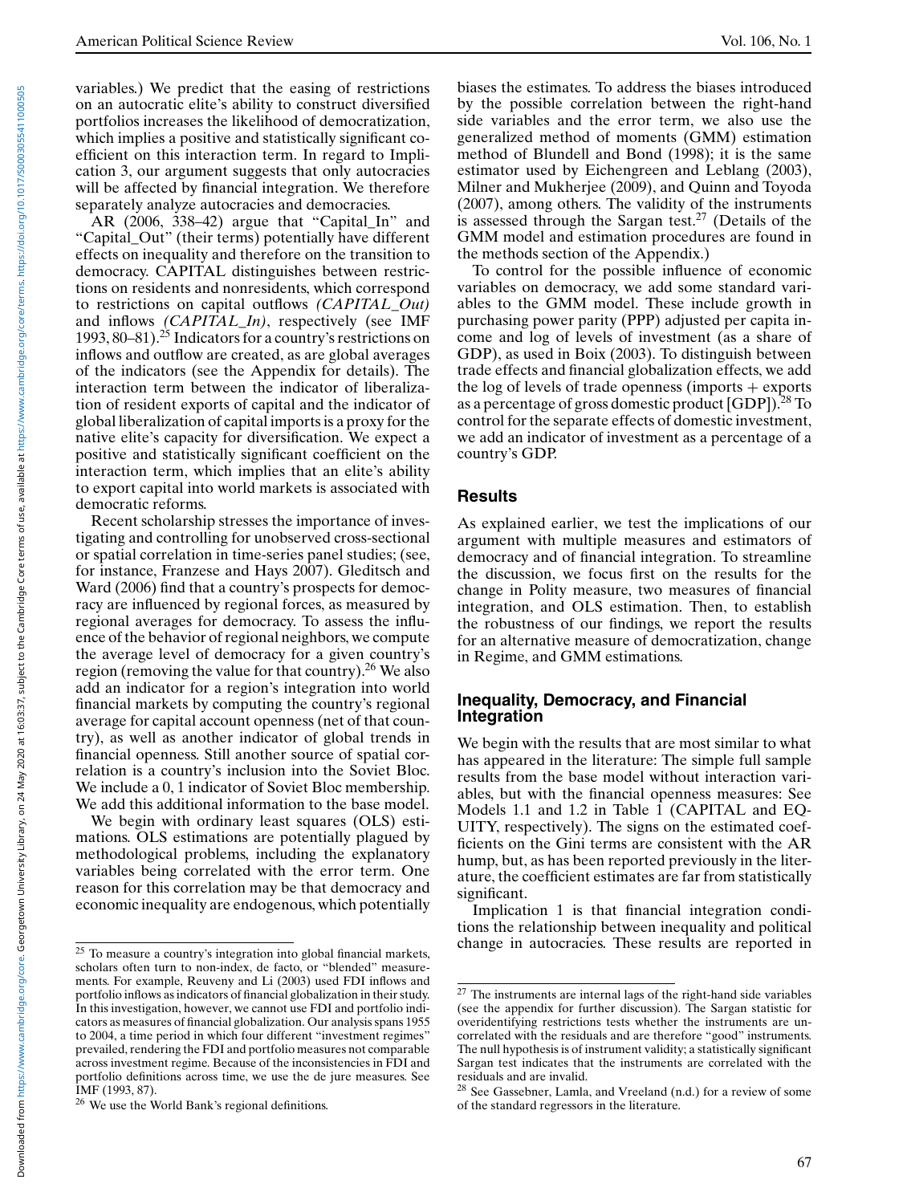variables.) We predict that the easing of restrictions on an autocratic elite's ability to construct diversified portfolios increases the likelihood of democratization, which implies a positive and statistically significant coefficient on this interaction term. In regard to Implication 3, our argument suggests that only autocracies will be affected by financial integration. We therefore separately analyze autocracies and democracies.

AR (2006, 338–42) argue that "Capital_In" and "Capital_Out" (their terms) potentially have different effects on inequality and therefore on the transition to democracy. CAPITAL distinguishes between restrictions on residents and nonresidents, which correspond to restrictions on capital outflows *(CAPITAL_Out)* and inflows *(CAPITAL_In)*, respectively (see IMF 1993, 80–81).[25] Indicators for a country's restrictions on inflows and outflow are created, as are global averages of the indicators (see the Appendix for details). The interaction term between the indicator of liberalization of resident exports of capital and the indicator of global liberalization of capital imports is a proxy for the native elite's capacity for diversification. We expect a positive and statistically significant coefficient on the interaction term, which implies that an elite's ability to export capital into world markets is associated with democratic reforms.

Recent scholarship stresses the importance of investigating and controlling for unobserved cross-sectional or spatial correlation in time-series panel studies; (see, for instance, Franzese and Hays 2007). Gleditsch and Ward (2006) find that a country's prospects for democracy are influenced by regional forces, as measured by regional averages for democracy. To assess the influence of the behavior of regional neighbors, we compute the average level of democracy for a given country's region (removing the value for that country).[26] We also add an indicator for a region's integration into world financial markets by computing the country's regional average for capital account openness (net of that country), as well as another indicator of global trends in financial openness. Still another source of spatial correlation is a country's inclusion into the Soviet Bloc. We include a 0, 1 indicator of Soviet Bloc membership. We add this additional information to the base model.

We begin with ordinary least squares (OLS) estimations. OLS estimations are potentially plagued by methodological problems, including the explanatory variables being correlated with the error term. One reason for this correlation may be that democracy and economic inequality are endogenous, which potentially biases the estimates. To address the biases introduced by the possible correlation between the right-hand side variables and the error term, we also use the generalized method of moments (GMM) estimation method of Blundell and Bond (1998); it is the same estimator used by Eichengreen and Leblang (2003), Milner and Mukherjee (2009), and Quinn and Toyoda (2007), among others. The validity of the instruments is assessed through the Sargan test.[27] (Details of the GMM model and estimation procedures are found in the methods section of the Appendix.)

To control for the possible influence of economic variables on democracy, we add some standard variables to the GMM model. These include growth in purchasing power parity (PPP) adjusted per capita income and log of levels of investment (as a share of GDP), as used in Boix (2003). To distinguish between trade effects and financial globalization effects, we add the log of levels of trade openness (imports + exports as a percentage of gross domestic product [GDP]).[28] To control for the separate effects of domestic investment, we add an indicator of investment as a percentage of a country's GDP.

## Results

As explained earlier, we test the implications of our argument with multiple measures and estimators of democracy and of financial integration. To streamline the discussion, we focus first on the results for the change in Polity measure, two measures of financial integration, and OLS estimation. Then, to establish the robustness of our findings, we report the results for an alternative measure of democratization, change in Regime, and GMM estimations.

### Inequality, Democracy, and Financial Integration

We begin with the results that are most similar to what has appeared in the literature: The simple full sample results from the base model without interaction variables, but with the financial openness measures: See Models 1.1 and 1.2 in Table 1 (CAPITAL and EQUITY, respectively). The signs on the estimated coefficients on the Gini terms are consistent with the AR hump, but, as has been reported previously in the literature, the coefficient estimates are far from statistically significant.

Implication 1 is that financial integration conditions the relationship between inequality and political change in autocracies. These results are reported in

---

[25] To measure a country's integration into global financial markets, scholars often turn to non-index, de facto, or "blended" measurements. For example, Reuveny and Li (2003) used FDI inflows and portfolio inflows as indicators of financial globalization in their study. In this investigation, however, we cannot use FDI and portfolio indicators as measures of financial globalization. Our analysis spans 1955 to 2004, a time period in which four different "investment regimes" prevailed, rendering the FDI and portfolio measures not comparable across investment regime. Because of the inconsistencies in FDI and portfolio definitions across time, we use the de jure measures. See IMF (1993, 87).

[26] We use the World Bank's regional definitions.

[27] The instruments are internal lags of the right-hand side variables (see the appendix for further discussion). The Sargan statistic for overidentifying restrictions tests whether the instruments are uncorrelated with the residuals and are therefore "good" instruments. The null hypothesis is of instrument validity; a statistically significant Sargan test indicates that the instruments are correlated with the residuals and are invalid.

[28] See Gassebner, Lamla, and Vreeland (n.d.) for a review of some of the standard regressors in the literature.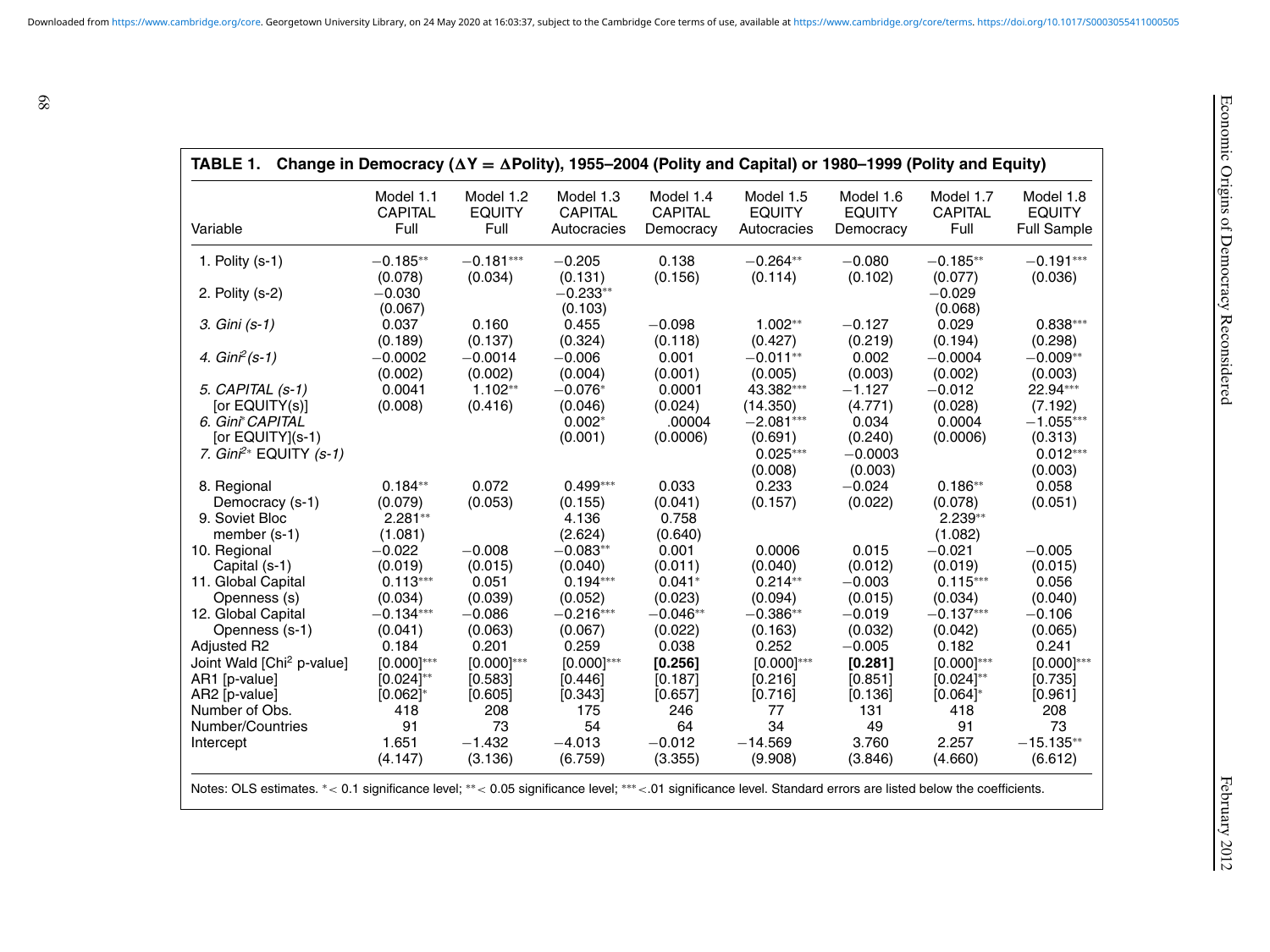**TABLE 1. Change in Democracy (ΔY = ΔPolity), 1955–2004 (Polity and Capital) or 1980–1999 (Polity and Equity)**

| Variable | Model 1.1 CAPITAL Full | Model 1.2 EQUITY Full | Model 1.3 CAPITAL Autocracies | Model 1.4 CAPITAL Democracy | Model 1.5 EQUITY Autocracies | Model 1.6 EQUITY Democracy | Model 1.7 CAPITAL Full | Model 1.8 EQUITY Full Sample |
|---|---|---|---|---|---|---|---|---|
| 1. Polity (s-1) | −0.185** | −0.181*** | −0.205 | 0.138 | −0.264** | −0.080 | −0.185** | −0.191*** |
| | (0.078) | (0.034) | (0.131) | (0.156) | (0.114) | (0.102) | (0.077) | (0.036) |
| 2. Polity (s-2) | −0.030 | | −0.233** | | | | −0.029 | |
| | (0.067) | | (0.103) | | | | (0.068) | |
| *3. Gini (s-1)* | 0.037 | 0.160 | 0.455 | −0.098 | 1.002** | −0.127 | 0.029 | 0.838*** |
| | (0.189) | (0.137) | (0.324) | (0.118) | (0.427) | (0.219) | (0.194) | (0.298) |
| *4. Gini$^2$(s-1)* | −0.0002 | −0.0014 | −0.006 | 0.001 | −0.011** | 0.002 | −0.0004 | −0.009** |
| | (0.002) | (0.002) | (0.004) | (0.001) | (0.005) | (0.003) | (0.002) | (0.003) |
| *5. CAPITAL (s-1)* [or EQUITY(s)] | 0.0041 | 1.102** | −0.076* | 0.0001 | 43.382*** | −1.127 | −0.012 | 22.94*** |
| | (0.008) | (0.416) | (0.046) | (0.024) | (14.350) | (4.771) | (0.028) | (7.192) |
| *6. Gini\*CAPITAL* [or EQUITY](s-1) | | | 0.002* | .00004 | −2.081*** | 0.034 | 0.0004 | −1.055*** |
| | | | (0.001) | (0.0006) | (0.691) | (0.240) | (0.0006) | (0.313) |
| *7. Gini$^2$\* EQUITY (s-1)* | | | | | 0.025*** | −0.0003 | | 0.012*** |
| | | | | | (0.008) | (0.003) | | (0.003) |
| 8. Regional Democracy (s-1) | 0.184** | 0.072 | 0.499*** | 0.033 | 0.233 | −0.024 | 0.186** | 0.058 |
| | (0.079) | (0.053) | (0.155) | (0.041) | (0.157) | (0.022) | (0.078) | (0.051) |
| 9. Soviet Bloc member (s-1) | 2.281** | | 4.136 | 0.758 | | | 2.239** | |
| | (1.081) | | (2.624) | (0.640) | | | (1.082) | |
| 10. Regional Capital (s-1) | −0.022 | −0.008 | −0.083** | 0.001 | 0.0006 | 0.015 | −0.021 | −0.005 |
| | (0.019) | (0.015) | (0.040) | (0.011) | (0.040) | (0.012) | (0.019) | (0.015) |
| 11. Global Capital Openness (s) | 0.113*** | 0.051 | 0.194*** | 0.041* | 0.214** | −0.003 | 0.115*** | 0.056 |
| | (0.034) | (0.039) | (0.052) | (0.023) | (0.094) | (0.015) | (0.034) | (0.040) |
| 12. Global Capital Openness (s-1) | −0.134*** | −0.086 | −0.216*** | −0.046** | −0.386** | −0.019 | −0.137*** | −0.106 |
| | (0.041) | (0.063) | (0.067) | (0.022) | (0.163) | (0.032) | (0.042) | (0.065) |
| Adjusted R2 | 0.184 | 0.201 | 0.259 | 0.038 | 0.252 | −0.005 | 0.182 | 0.241 |
| Joint Wald [Chi$^2$ p-value] | [0.000]*** | [0.000]*** | [0.000]*** | **[0.256]** | [0.000]*** | **[0.281]** | [0.000]*** | [0.000]*** |
| AR1 [p-value] | [0.024]** | [0.583] | [0.446] | [0.187] | [0.216] | [0.851] | [0.024]** | [0.735] |
| AR2 [p-value] | [0.062]* | [0.605] | [0.343] | [0.657] | [0.716] | [0.136] | [0.064]* | [0.961] |
| Number of Obs. | 418 | 208 | 175 | 246 | 77 | 131 | 418 | 208 |
| Number/Countries | 91 | 73 | 54 | 64 | 34 | 49 | 91 | 73 |
| Intercept | 1.651 | −1.432 | −4.013 | −0.012 | −14.569 | 3.760 | 2.257 | −15.135** |
| | (4.147) | (3.136) | (6.759) | (3.355) | (9.908) | (3.846) | (4.660) | (6.612) |

Notes: OLS estimates. * < 0.1 significance level; ** < 0.05 significance level; *** <.01 significance level. Standard errors are listed below the coefficients.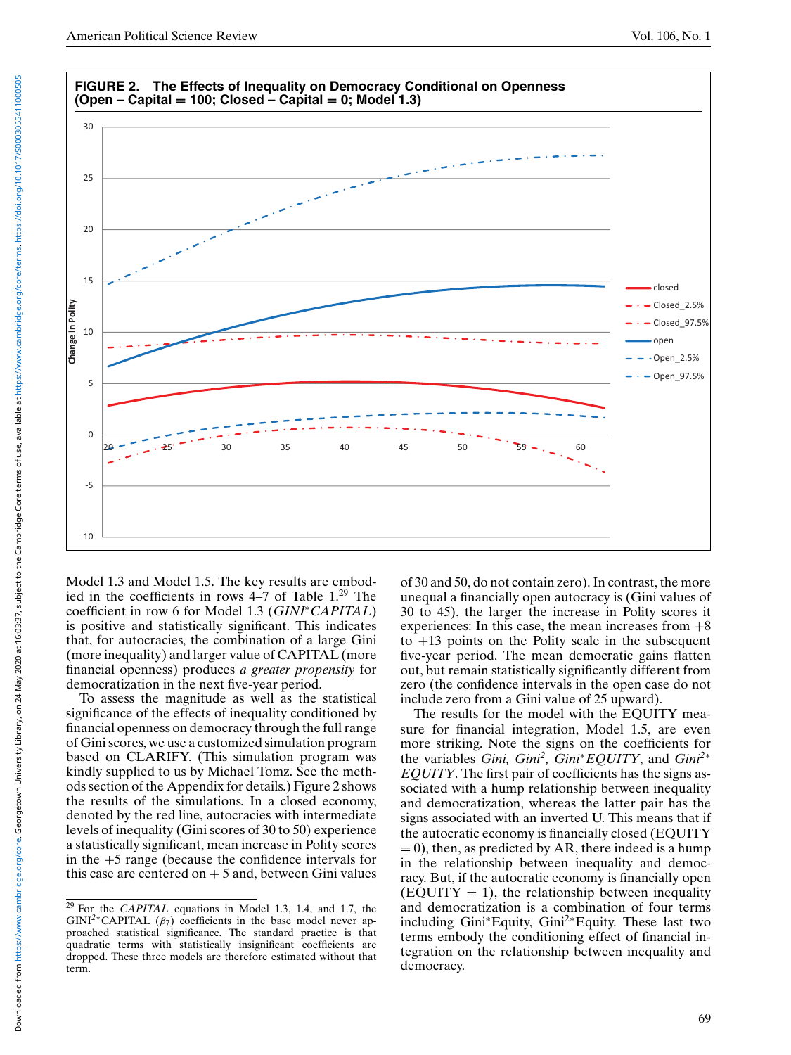**FIGURE 2. The Effects of Inequality on Democracy Conditional on Openness (Open – Capital = 100; Closed – Capital = 0; Model 1.3)**

Model 1.3 and Model 1.5. The key results are embodied in the coefficients in rows 4–7 of Table 1.[29] The coefficient in row 6 for Model 1.3 (*GINI*CAPITAL*) is positive and statistically significant. This indicates that, for autocracies, the combination of a large Gini (more inequality) and larger value of CAPITAL (more financial openness) produces *a greater propensity* for democratization in the next five-year period.

To assess the magnitude as well as the statistical significance of the effects of inequality conditioned by financial openness on democracy through the full range of Gini scores, we use a customized simulation program based on CLARIFY. (This simulation program was kindly supplied to us by Michael Tomz. See the methods section of the Appendix for details.) Figure 2 shows the results of the simulations. In a closed economy, denoted by the red line, autocracies with intermediate levels of inequality (Gini scores of 30 to 50) experience a statistically significant, mean increase in Polity scores in the +5 range (because the confidence intervals for this case are centered on + 5 and, between Gini values of 30 and 50, do not contain zero). In contrast, the more unequal a financially open autocracy is (Gini values of 30 to 45), the larger the increase in Polity scores it experiences: In this case, the mean increases from +8 to +13 points on the Polity scale in the subsequent five-year period. The mean democratic gains flatten out, but remain statistically significantly different from zero (the confidence intervals in the open case do not include zero from a Gini value of 25 upward).

The results for the model with the EQUITY measure for financial integration, Model 1.5, are even more striking. Note the signs on the coefficients for the variables *Gini*, *Gini*$^2$, *Gini*EQUITY*, and *Gini*$^{2*}$ *EQUITY*. The first pair of coefficients has the signs associated with a hump relationship between inequality and democratization, whereas the latter pair has the signs associated with an inverted U. This means that if the autocratic economy is financially closed (EQUITY = 0), then, as predicted by AR, there indeed is a hump in the relationship between inequality and democracy. But, if the autocratic economy is financially open (EQUITY = 1), the relationship between inequality and democratization is a combination of four terms including Gini*Equity, Gini$^{2*}$Equity. These last two terms embody the conditioning effect of financial integration on the relationship between inequality and democracy.

[29] For the *CAPITAL* equations in Model 1.3, 1.4, and 1.7, the GINI$^{2*}$CAPITAL ($\beta_7$) coefficients in the base model never approached statistical significance. The standard practice is that quadratic terms with statistically insignificant coefficients are dropped. These three models are therefore estimated without that term.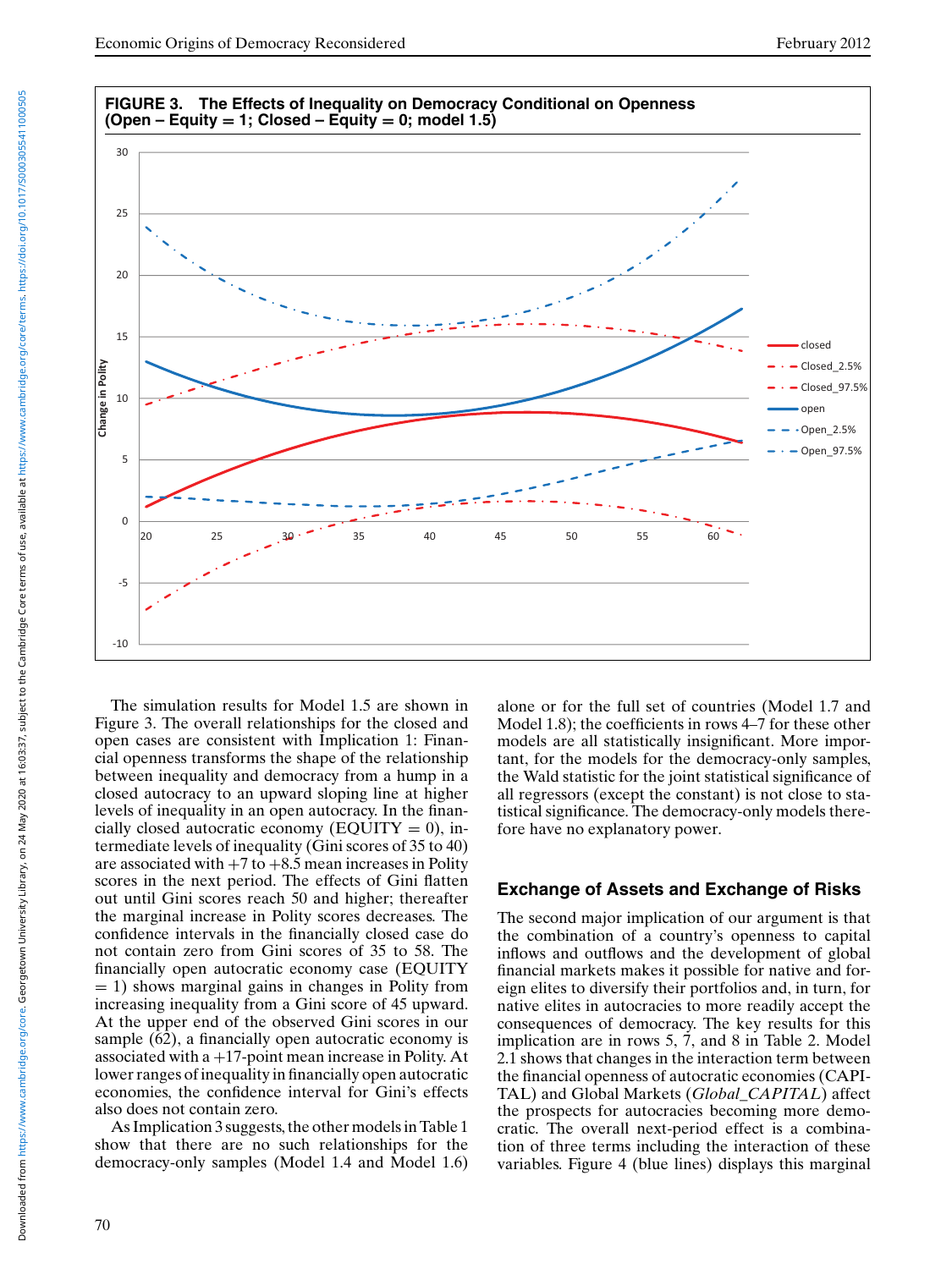**FIGURE 3. The Effects of Inequality on Democracy Conditional on Openness (Open – Equity = 1; Closed – Equity = 0; model 1.5)**

The simulation results for Model 1.5 are shown in Figure 3. The overall relationships for the closed and open cases are consistent with Implication 1: Financial openness transforms the shape of the relationship between inequality and democracy from a hump in a closed autocracy to an upward sloping line at higher levels of inequality in an open autocracy. In the financially closed autocratic economy (EQUITY = 0), intermediate levels of inequality (Gini scores of 35 to 40) are associated with +7 to +8.5 mean increases in Polity scores in the next period. The effects of Gini flatten out until Gini scores reach 50 and higher; thereafter the marginal increase in Polity scores decreases. The confidence intervals in the financially closed case do not contain zero from Gini scores of 35 to 58. The financially open autocratic economy case (EQUITY = 1) shows marginal gains in changes in Polity from increasing inequality from a Gini score of 45 upward. At the upper end of the observed Gini scores in our sample (62), a financially open autocratic economy is associated with a +17-point mean increase in Polity. At lower ranges of inequality in financially open autocratic economies, the confidence interval for Gini's effects also does not contain zero.

As Implication 3 suggests, the other models in Table 1 show that there are no such relationships for the democracy-only samples (Model 1.4 and Model 1.6) alone or for the full set of countries (Model 1.7 and Model 1.8); the coefficients in rows 4–7 for these other models are all statistically insignificant. More important, for the models for the democracy-only samples, the Wald statistic for the joint statistical significance of all regressors (except the constant) is not close to statistical significance. The democracy-only models therefore have no explanatory power.

## Exchange of Assets and Exchange of Risks

The second major implication of our argument is that the combination of a country's openness to capital inflows and outflows and the development of global financial markets makes it possible for native and foreign elites to diversify their portfolios and, in turn, for native elites in autocracies to more readily accept the consequences of democracy. The key results for this implication are in rows 5, 7, and 8 in Table 2. Model 2.1 shows that changes in the interaction term between the financial openness of autocratic economies (CAPITAL) and Global Markets (*Global_CAPITAL*) affect the prospects for autocracies becoming more democratic. The overall next-period effect is a combination of three terms including the interaction of these variables. Figure 4 (blue lines) displays this marginal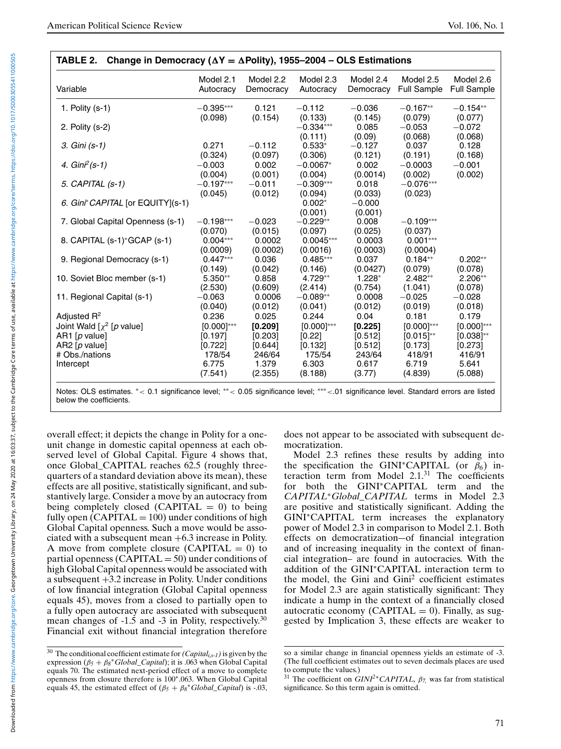**TABLE 2. Change in Democracy ($\Delta Y = \Delta$Polity), 1955–2004 – OLS Estimations**

| Variable | Model 2.1 Autocracy | Model 2.2 Democracy | Model 2.3 Autocracy | Model 2.4 Democracy | Model 2.5 Full Sample | Model 2.6 Full Sample |
|---|---|---|---|---|---|---|
| 1. Polity (s-1) | −0.395*** | 0.121 | −0.112 | −0.036 | −0.167** | −0.154** |
| | (0.098) | (0.154) | (0.133) | (0.145) | (0.079) | (0.077) |
| 2. Polity (s-2) | | | −0.334*** | 0.085 | −0.053 | −0.072 |
| | | | (0.111) | (0.09) | (0.068) | (0.068) |
| *3. Gini (s-1)* | 0.271 | −0.112 | 0.533* | −0.127 | 0.037 | 0.128 |
| | (0.324) | (0.097) | (0.306) | (0.121) | (0.191) | (0.168) |
| *4. Gini$^2$(s-1)* | −0.003 | 0.002 | −0.0067* | 0.002 | −0.0003 | −0.001 |
| | (0.004) | (0.001) | (0.004) | (0.0014) | (0.002) | (0.002) |
| *5. CAPITAL (s-1)* | −0.197*** | −0.011 | −0.309*** | 0.018 | −0.076*** | |
| | (0.045) | (0.012) | (0.094) | (0.033) | (0.023) | |
| *6. Gini*CAPITAL [or EQUITY](s-1)* | | | 0.002* | −0.000 | | |
| | | | (0.001) | (0.001) | | |
| 7. Global Capital Openness (s-1) | −0.198*** | −0.023 | −0.229** | 0.008 | −0.109*** | |
| | (0.070) | (0.015) | (0.097) | (0.025) | (0.037) | |
| 8. CAPITAL (s-1)*GCAP (s-1) | 0.004*** | 0.0002 | 0.0045*** | 0.0003 | 0.001*** | |
| | (0.0009) | (0.0002) | (0.0016) | (0.0003) | (0.0004) | |
| 9. Regional Democracy (s-1) | 0.447*** | 0.036 | 0.485*** | 0.037 | 0.184** | 0.202** |
| | (0.149) | (0.042) | (0.146) | (0.0427) | (0.079) | (0.078) |
| 10. Soviet Bloc member (s-1) | 5.350** | 0.858 | 4.729** | 1.228* | 2.482** | 2.206** |
| | (2.530) | (0.609) | (2.414) | (0.754) | (1.041) | (0.078) |
| 11. Regional Capital (s-1) | −0.063 | 0.0006 | −0.089** | 0.0008 | −0.025 | −0.028 |
| | (0.040) | (0.012) | (0.041) | (0.012) | (0.019) | (0.018) |
| Adjusted $R^2$ | 0.236 | 0.025 | 0.244 | 0.04 | 0.181 | 0.179 |
| Joint Wald [$\chi^2$ [*p* value] | [0.000]*** | **[0.209]** | [0.000]*** | **[0.225]** | [0.000]*** | [0.000]*** |
| AR1 [*p* value] | [0.197] | [0.203] | [0.22] | [0.512] | [0.015]** | [0.038]** |
| AR2 [*p* value] | [0.722] | [0.644] | [0.132] | [0.512] | [0.173] | [0.273] |
| # Obs./nations | 178/54 | 246/64 | 175/54 | 243/64 | 418/91 | 416/91 |
| Intercept | 6.775 | 1.379 | 6.303 | 0.617 | 6.719 | 5.641 |
| | (7.541) | (2.355) | (8.188) | (3.77) | (4.839) | (5.088) |

Notes: OLS estimates. * < 0.1 significance level; ** < 0.05 significance level; *** <.01 significance level. Standard errors are listed below the coefficients.

overall effect; it depicts the change in Polity for a one-unit change in domestic capital openness at each observed level of Global Capital. Figure 4 shows that, once Global_CAPITAL reaches 62.5 (roughly three-quarters of a standard deviation above its mean), these effects are all positive, statistically significant, and substantively large. Consider a move by an autocracy from being completely closed (CAPITAL = 0) to being fully open (CAPITAL = 100) under conditions of high Global Capital openness. Such a move would be associated with a subsequent mean +6.3 increase in Polity. A move from complete closure (CAPITAL = 0) to partial openness (CAPITAL = 50) under conditions of high Global Capital openness would be associated with a subsequent +3.2 increase in Polity. Under conditions of low financial integration (Global Capital openness equals 45), moves from a closed to partially open to a fully open autocracy are associated with subsequent mean changes of -1.5 and -3 in Polity, respectively.[30] Financial exit without financial integration therefore does not appear to be associated with subsequent democratization.

Model 2.3 refines these results by adding into the specification the GINI*CAPITAL (or $\beta_6$) interaction term from Model 2.1.[31] The coefficients for both the GINI*CAPITAL term and the *CAPITAL*Global_CAPITAL* terms in Model 2.3 are positive and statistically significant. Adding the GINI*CAPITAL term increases the explanatory power of Model 2.3 in comparison to Model 2.1. Both effects on democratization—of financial integration and of increasing inequality in the context of financial integration– are found in autocracies. With the addition of the GINI*CAPITAL interaction term to the model, the Gini and Gini$^2$ coefficient estimates for Model 2.3 are again statistically significant: They indicate a hump in the context of a financially closed autocratic economy (CAPITAL = 0). Finally, as suggested by Implication 3, these effects are weaker to

[30] The conditional coefficient estimate for *(Capital$_{i,s-1}$)* is given by the expression ($\beta_5 + \beta_8$*Global_Capital*); it is .063 when Global Capital equals 70. The estimated next-period effect of a move to complete openness from closure therefore is 100*.063. When Global Capital equals 45, the estimated effect of ($\beta_5 + \beta_8$*Global_Capital*) is -.03, so a similar change in financial openness yields an estimate of -3. (The full coefficient estimates out to seven decimals places are used to compute the values.)

[31] The coefficient on *GINI$^2$*CAPITAL, $\beta_7$* was far from statistical significance. So this term again is omitted.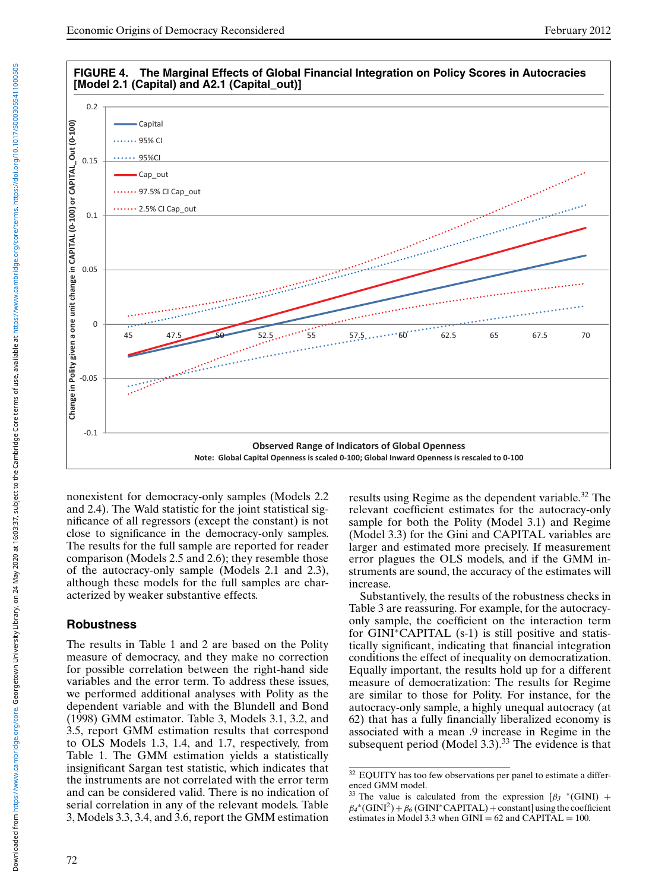**FIGURE 4. The Marginal Effects of Global Financial Integration on Policy Scores in Autocracies [Model 2.1 (Capital) and A2.1 (Capital_out)]**

nonexistent for democracy-only samples (Models 2.2 and 2.4). The Wald statistic for the joint statistical significance of all regressors (except the constant) is not close to significance in the democracy-only samples. The results for the full sample are reported for reader comparison (Models 2.5 and 2.6); they resemble those of the autocracy-only sample (Models 2.1 and 2.3), although these models for the full samples are characterized by weaker substantive effects.

## Robustness

The results in Table 1 and 2 are based on the Polity measure of democracy, and they make no correction for possible correlation between the right-hand side variables and the error term. To address these issues, we performed additional analyses with Polity as the dependent variable and with the Blundell and Bond (1998) GMM estimator. Table 3, Models 3.1, 3.2, and 3.5, report GMM estimation results that correspond to OLS Models 1.3, 1.4, and 1.7, respectively, from Table 1. The GMM estimation yields a statistically insignificant Sargan test statistic, which indicates that the instruments are not correlated with the error term and can be considered valid. There is no indication of serial correlation in any of the relevant models. Table 3, Models 3.3, 3.4, and 3.6, report the GMM estimation results using Regime as the dependent variable.[32] The relevant coefficient estimates for the autocracy-only sample for both the Polity (Model 3.1) and Regime (Model 3.3) for the Gini and CAPITAL variables are larger and estimated more precisely. If measurement error plagues the OLS models, and if the GMM instruments are sound, the accuracy of the estimates will increase.

Substantively, the results of the robustness checks in Table 3 are reassuring. For example, for the autocracy-only sample, the coefficient on the interaction term for GINI*CAPITAL (s-1) is still positive and statistically significant, indicating that financial integration conditions the effect of inequality on democratization. Equally important, the results hold up for a different measure of democratization: The results for Regime are similar to those for Polity. For instance, for the autocracy-only sample, a highly unequal autocracy (at 62) that has a fully financially liberalized economy is associated with a mean .9 increase in Regime in the subsequent period (Model 3.3).[33] The evidence is that

---

[32] EQUITY has too few observations per panel to estimate a differenced GMM model.

[33] The value is calculated from the expression [$\beta_3$ *(GINI) + $\beta_4$*(GINI$^2$) + $\beta_6$ (GINI*CAPITAL) + constant] using the coefficient estimates in Model 3.3 when GINI = 62 and CAPITAL = 100.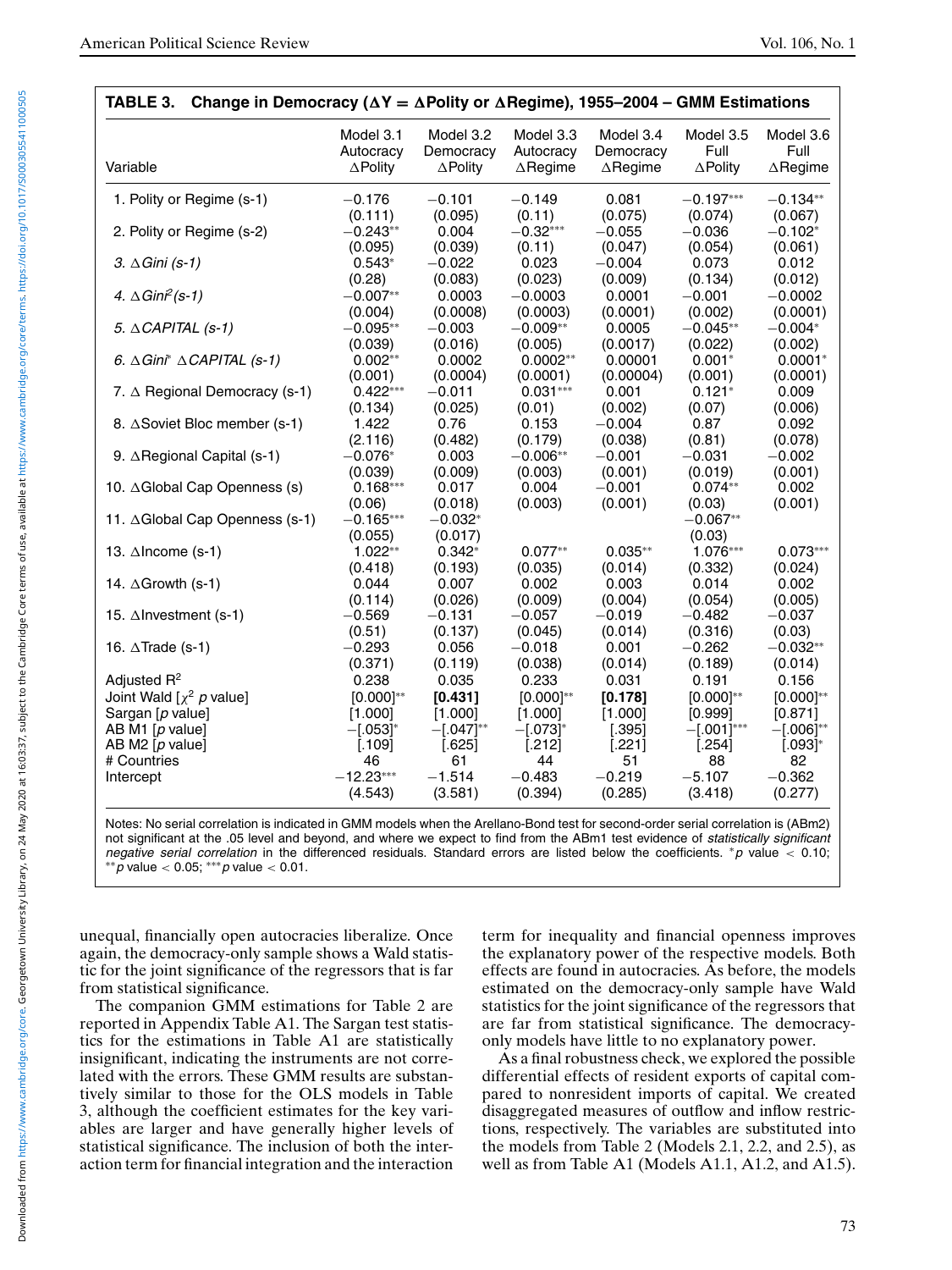**TABLE 3. Change in Democracy ($\Delta Y = \Delta$Polity or $\Delta$Regime), 1955–2004 – GMM Estimations**

| Variable | Model 3.1 Autocracy ΔPolity | Model 3.2 Democracy ΔPolity | Model 3.3 Autocracy ΔRegime | Model 3.4 Democracy ΔRegime | Model 3.5 Full ΔPolity | Model 3.6 Full ΔRegime |
|---|---|---|---|---|---|---|
| 1. Polity or Regime (s-1) | −0.176 | −0.101 | −0.149 | 0.081 | −0.197*** | −0.134** |
| | (0.111) | (0.095) | (0.11) | (0.075) | (0.074) | (0.067) |
| 2. Polity or Regime (s-2) | −0.243** | 0.004 | −0.32*** | −0.055 | −0.036 | −0.102* |
| | (0.095) | (0.039) | (0.11) | (0.047) | (0.054) | (0.061) |
| *3. ΔGini (s-1)* | 0.543* | −0.022 | 0.023 | −0.004 | 0.073 | 0.012 |
| | (0.28) | (0.083) | (0.023) | (0.009) | (0.134) | (0.012) |
| *4. $\Delta Gini^2$(s-1)* | −0.007** | 0.0003 | −0.0003 | 0.0001 | −0.001 | −0.0002 |
| | (0.004) | (0.0008) | (0.0003) | (0.0001) | (0.002) | (0.0001) |
| *5. ΔCAPITAL (s-1)* | −0.095** | −0.003 | −0.009** | 0.0005 | −0.045** | −0.004* |
| | (0.039) | (0.016) | (0.005) | (0.0017) | (0.022) | (0.002) |
| *6. ΔGini* ΔCAPITAL (s-1)* | 0.002** | 0.0002 | 0.0002** | 0.00001 | 0.001* | 0.0001* |
| | (0.001) | (0.0004) | (0.0001) | (0.00004) | (0.001) | (0.0001) |
| 7. Δ Regional Democracy (s-1) | 0.422*** | −0.011 | 0.031*** | 0.001 | 0.121* | 0.009 |
| | (0.134) | (0.025) | (0.01) | (0.002) | (0.07) | (0.006) |
| 8. ΔSoviet Bloc member (s-1) | 1.422 | 0.76 | 0.153 | −0.004 | 0.87 | 0.092 |
| | (2.116) | (0.482) | (0.179) | (0.038) | (0.81) | (0.078) |
| 9. ΔRegional Capital (s-1) | −0.076* | 0.003 | −0.006** | −0.001 | −0.031 | −0.002 |
| | (0.039) | (0.009) | (0.003) | (0.001) | (0.019) | (0.001) |
| 10. ΔGlobal Cap Openness (s) | 0.168*** | 0.017 | 0.004 | −0.001 | 0.074** | 0.002 |
| | (0.06) | (0.018) | (0.003) | (0.001) | (0.03) | (0.001) |
| 11. ΔGlobal Cap Openness (s-1) | −0.165*** | −0.032* | | | −0.067** | |
| | (0.055) | (0.017) | | | (0.03) | |
| 13. ΔIncome (s-1) | 1.022** | 0.342* | 0.077** | 0.035** | 1.076*** | 0.073*** |
| | (0.418) | (0.193) | (0.035) | (0.014) | (0.332) | (0.024) |
| 14. ΔGrowth (s-1) | 0.044 | 0.007 | 0.002 | 0.003 | 0.014 | 0.002 |
| | (0.114) | (0.026) | (0.009) | (0.004) | (0.054) | (0.005) |
| 15. ΔInvestment (s-1) | −0.569 | −0.131 | −0.057 | −0.019 | −0.482 | −0.037 |
| | (0.51) | (0.137) | (0.045) | (0.014) | (0.316) | (0.03) |
| 16. ΔTrade (s-1) | −0.293 | 0.056 | −0.018 | 0.001 | −0.262 | −0.032** |
| | (0.371) | (0.119) | (0.038) | (0.014) | (0.189) | (0.014) |
| Adjusted $R^2$ | 0.238 | 0.035 | 0.233 | 0.031 | 0.191 | 0.156 |
| Joint Wald [$\chi^2$ *p* value] | [0.000]** | **[0.431]** | [0.000]** | **[0.178]** | [0.000]** | [0.000]** |
| Sargan [*p* value] | [1.000] | [1.000] | [1.000] | [1.000] | [0.999] | [0.871] |
| AB M1 [*p* value] | −[.053]* | −[.047]** | −[.073]* | [.395] | −[.001]*** | −[.006]** |
| AB M2 [*p* value] | [.109] | [.625] | [.212] | [.221] | [.254] | [.093]* |
| # Countries | 46 | 61 | 44 | 51 | 88 | 82 |
| Intercept | −12.23*** | −1.514 | −0.483 | −0.219 | −5.107 | −0.362 |
| | (4.543) | (3.581) | (0.394) | (0.285) | (3.418) | (0.277) |

Notes: No serial correlation is indicated in GMM models when the Arellano-Bond test for second-order serial correlation is (ABm2) not significant at the .05 level and beyond, and where we expect to find from the ABm1 test evidence of *statistically significant negative serial correlation* in the differenced residuals. Standard errors are listed below the coefficients. *$p$ value $< 0.10$; **$p$ value $< 0.05$; ***$p$ value $< 0.01$.

unequal, financially open autocracies liberalize. Once again, the democracy-only sample shows a Wald statistic for the joint significance of the regressors that is far from statistical significance.

The companion GMM estimations for Table 2 are reported in Appendix Table A1. The Sargan test statistics for the estimations in Table A1 are statistically insignificant, indicating the instruments are not correlated with the errors. These GMM results are substantively similar to those for the OLS models in Table 3, although the coefficient estimates for the key variables are larger and have generally higher levels of statistical significance. The inclusion of both the interaction term for financial integration and the interaction term for inequality and financial openness improves the explanatory power of the respective models. Both effects are found in autocracies. As before, the models estimated on the democracy-only sample have Wald statistics for the joint significance of the regressors that are far from statistical significance. The democracy-only models have little to no explanatory power.

As a final robustness check, we explored the possible differential effects of resident exports of capital compared to nonresident imports of capital. We created disaggregated measures of outflow and inflow restrictions, respectively. The variables are substituted into the models from Table 2 (Models 2.1, 2.2, and 2.5), as well as from Table A1 (Models A1.1, A1.2, and A1.5).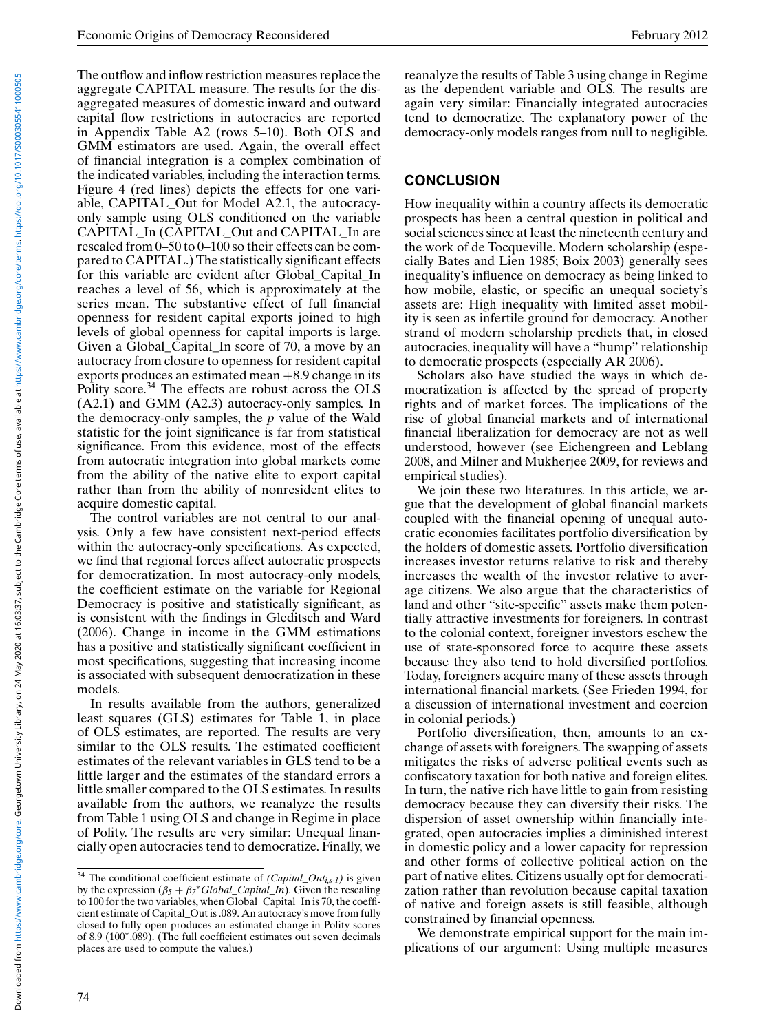The outflow and inflow restriction measures replace the aggregate CAPITAL measure. The results for the disaggregated measures of domestic inward and outward capital flow restrictions in autocracies are reported in Appendix Table A2 (rows 5–10). Both OLS and GMM estimators are used. Again, the overall effect of financial integration is a complex combination of the indicated variables, including the interaction terms. Figure 4 (red lines) depicts the effects for one variable, CAPITAL_Out for Model A2.1, the autocracy-only sample using OLS conditioned on the variable CAPITAL_In (CAPITAL_Out and CAPITAL_In are rescaled from 0–50 to 0–100 so their effects can be compared to CAPITAL.) The statistically significant effects for this variable are evident after Global_Capital_In reaches a level of 56, which is approximately at the series mean. The substantive effect of full financial openness for resident capital exports joined to high levels of global openness for capital imports is large. Given a Global_Capital_In score of 70, a move by an autocracy from closure to openness for resident capital exports produces an estimated mean +8.9 change in its Polity score.[34] The effects are robust across the OLS (A2.1) and GMM (A2.3) autocracy-only samples. In the democracy-only samples, the *p* value of the Wald statistic for the joint significance is far from statistical significance. From this evidence, most of the effects from autocratic integration into global markets come from the ability of the native elite to export capital rather than from the ability of nonresident elites to acquire domestic capital.

The control variables are not central to our analysis. Only a few have consistent next-period effects within the autocracy-only specifications. As expected, we find that regional forces affect autocratic prospects for democratization. In most autocracy-only models, the coefficient estimate on the variable for Regional Democracy is positive and statistically significant, as is consistent with the findings in Gleditsch and Ward (2006). Change in income in the GMM estimations has a positive and statistically significant coefficient in most specifications, suggesting that increasing income is associated with subsequent democratization in these models.

In results available from the authors, generalized least squares (GLS) estimates for Table 1, in place of OLS estimates, are reported. The results are very similar to the OLS results. The estimated coefficient estimates of the relevant variables in GLS tend to be a little larger and the estimates of the standard errors a little smaller compared to the OLS estimates. In results available from the authors, we reanalyze the results from Table 1 using OLS and change in Regime in place of Polity. The results are very similar: Unequal financially open autocracies tend to democratize. Finally, we reanalyze the results of Table 3 using change in Regime as the dependent variable and OLS. The results are again very similar: Financially integrated autocracies tend to democratize. The explanatory power of the democracy-only models ranges from null to negligible.

## CONCLUSION

How inequality within a country affects its democratic prospects has been a central question in political and social sciences since at least the nineteenth century and the work of de Tocqueville. Modern scholarship (especially Bates and Lien 1985; Boix 2003) generally sees inequality's influence on democracy as being linked to how mobile, elastic, or specific an unequal society's assets are: High inequality with limited asset mobility is seen as infertile ground for democracy. Another strand of modern scholarship predicts that, in closed autocracies, inequality will have a "hump" relationship to democratic prospects (especially AR 2006).

Scholars also have studied the ways in which democratization is affected by the spread of property rights and of market forces. The implications of the rise of global financial markets and of international financial liberalization for democracy are not as well understood, however (see Eichengreen and Leblang 2008, and Milner and Mukherjee 2009, for reviews and empirical studies).

We join these two literatures. In this article, we argue that the development of global financial markets coupled with the financial opening of unequal autocratic economies facilitates portfolio diversification by the holders of domestic assets. Portfolio diversification increases investor returns relative to risk and thereby increases the wealth of the investor relative to average citizens. We also argue that the characteristics of land and other "site-specific" assets make them potentially attractive investments for foreigners. In contrast to the colonial context, foreigner investors eschew the use of state-sponsored force to acquire these assets because they also tend to hold diversified portfolios. Today, foreigners acquire many of these assets through international financial markets. (See Frieden 1994, for a discussion of international investment and coercion in colonial periods.)

Portfolio diversification, then, amounts to an exchange of assets with foreigners. The swapping of assets mitigates the risks of adverse political events such as confiscatory taxation for both native and foreign elites. In turn, the native rich have little to gain from resisting democracy because they can diversify their risks. The dispersion of asset ownership within financially integrated, open autocracies implies a diminished interest in domestic policy and a lower capacity for repression and other forms of collective political action on the part of native elites. Citizens usually opt for democratization rather than revolution because capital taxation of native and foreign assets is still feasible, although constrained by financial openness.

We demonstrate empirical support for the main implications of our argument: Using multiple measures

---

[34] The conditional coefficient estimate of $(Capital\_Out_{i,s-1})$ is given by the expression $(\beta_5 + \beta_7{*}Global\_Capital\_In)$. Given the rescaling to 100 for the two variables, when Global_Capital_In is 70, the coefficient estimate of Capital_Out is .089. An autocracy's move from fully closed to fully open produces an estimated change in Polity scores of 8.9 (100*.089). (The full coefficient estimates out seven decimals places are used to compute the values.)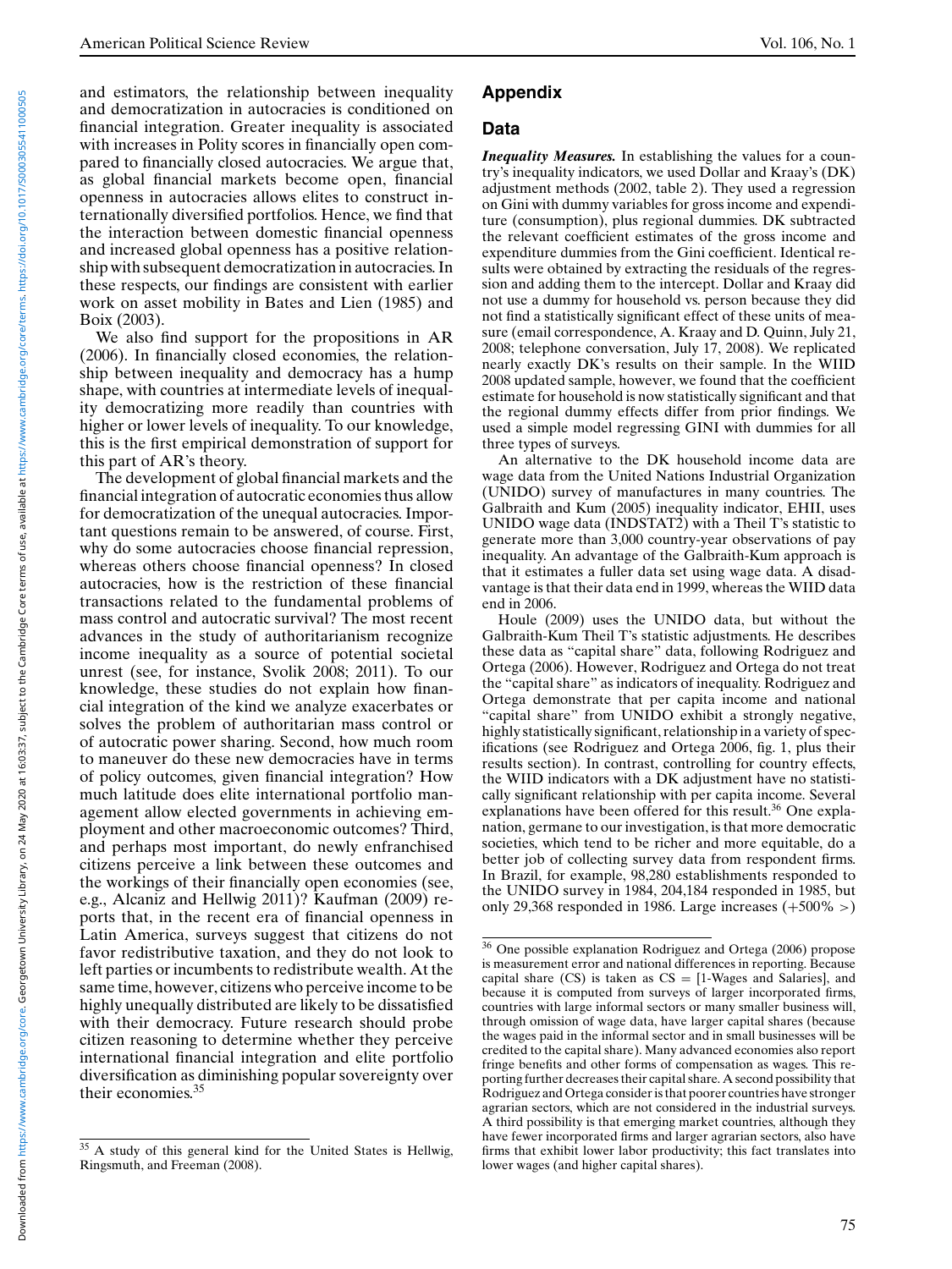and estimators, the relationship between inequality and democratization in autocracies is conditioned on financial integration. Greater inequality is associated with increases in Polity scores in financially open compared to financially closed autocracies. We argue that, as global financial markets become open, financial openness in autocracies allows elites to construct internationally diversified portfolios. Hence, we find that the interaction between domestic financial openness and increased global openness has a positive relationship with subsequent democratization in autocracies. In these respects, our findings are consistent with earlier work on asset mobility in Bates and Lien (1985) and Boix (2003).

We also find support for the propositions in AR (2006). In financially closed economies, the relationship between inequality and democracy has a hump shape, with countries at intermediate levels of inequality democratizing more readily than countries with higher or lower levels of inequality. To our knowledge, this is the first empirical demonstration of support for this part of AR's theory.

The development of global financial markets and the financial integration of autocratic economies thus allow for democratization of the unequal autocracies. Important questions remain to be answered, of course. First, why do some autocracies choose financial repression, whereas others choose financial openness? In closed autocracies, how is the restriction of these financial transactions related to the fundamental problems of mass control and autocratic survival? The most recent advances in the study of authoritarianism recognize income inequality as a source of potential societal unrest (see, for instance, Svolik 2008; 2011). To our knowledge, these studies do not explain how financial integration of the kind we analyze exacerbates or solves the problem of authoritarian mass control or of autocratic power sharing. Second, how much room to maneuver do these new democracies have in terms of policy outcomes, given financial integration? How much latitude does elite international portfolio management allow elected governments in achieving employment and other macroeconomic outcomes? Third, and perhaps most important, do newly enfranchised citizens perceive a link between these outcomes and the workings of their financially open economies (see, e.g., Alcaniz and Hellwig 2011)? Kaufman (2009) reports that, in the recent era of financial openness in Latin America, surveys suggest that citizens do not favor redistributive taxation, and they do not look to left parties or incumbents to redistribute wealth. At the same time, however, citizens who perceive income to be highly unequally distributed are likely to be dissatisfied with their democracy. Future research should probe citizen reasoning to determine whether they perceive international financial integration and elite portfolio diversification as diminishing popular sovereignty over their economies.[35]

[35] A study of this general kind for the United States is Hellwig, Ringsmuth, and Freeman (2008).

## Appendix

### Data

***Inequality Measures.*** In establishing the values for a country's inequality indicators, we used Dollar and Kraay's (DK) adjustment methods (2002, table 2). They used a regression on Gini with dummy variables for gross income and expenditure (consumption), plus regional dummies. DK subtracted the relevant coefficient estimates of the gross income and expenditure dummies from the Gini coefficient. Identical results were obtained by extracting the residuals of the regression and adding them to the intercept. Dollar and Kraay did not use a dummy for household vs. person because they did not find a statistically significant effect of these units of measure (email correspondence, A. Kraay and D. Quinn, July 21, 2008; telephone conversation, July 17, 2008). We replicated nearly exactly DK's results on their sample. In the WIID 2008 updated sample, however, we found that the coefficient estimate for household is now statistically significant and that the regional dummy effects differ from prior findings. We used a simple model regressing GINI with dummies for all three types of surveys.

An alternative to the DK household income data are wage data from the United Nations Industrial Organization (UNIDO) survey of manufactures in many countries. The Galbraith and Kum (2005) inequality indicator, EHII, uses UNIDO wage data (INDSTAT2) with a Theil T's statistic to generate more than 3,000 country-year observations of pay inequality. An advantage of the Galbraith-Kum approach is that it estimates a fuller data set using wage data. A disadvantage is that their data end in 1999, whereas the WIID data end in 2006.

Houle (2009) uses the UNIDO data, but without the Galbraith-Kum Theil T's statistic adjustments. He describes these data as "capital share" data, following Rodriguez and Ortega (2006). However, Rodriguez and Ortega do not treat the "capital share" as indicators of inequality. Rodriguez and Ortega demonstrate that per capita income and national "capital share" from UNIDO exhibit a strongly negative, highly statistically significant, relationship in a variety of specifications (see Rodriguez and Ortega 2006, fig. 1, plus their results section). In contrast, controlling for country effects, the WIID indicators with a DK adjustment have no statistically significant relationship with per capita income. Several explanations have been offered for this result.[36] One explanation, germane to our investigation, is that more democratic societies, which tend to be richer and more equitable, do a better job of collecting survey data from respondent firms. In Brazil, for example, 98,280 establishments responded to the UNIDO survey in 1984, 204,184 responded in 1985, but only 29,368 responded in 1986. Large increases (+500% >)

[36] One possible explanation Rodriguez and Ortega (2006) propose is measurement error and national differences in reporting. Because capital share (CS) is taken as CS = [1-Wages and Salaries], and because it is computed from surveys of larger incorporated firms, countries with large informal sectors or many smaller business will, through omission of wage data, have larger capital shares (because the wages paid in the informal sector and in small businesses will be credited to the capital share). Many advanced economies also report fringe benefits and other forms of compensation as wages. This reporting further decreases their capital share. A second possibility that Rodriguez and Ortega consider is that poorer countries have stronger agrarian sectors, which are not considered in the industrial surveys. A third possibility is that emerging market countries, although they have fewer incorporated firms and larger agrarian sectors, also have firms that exhibit lower labor productivity; this fact translates into lower wages (and higher capital shares).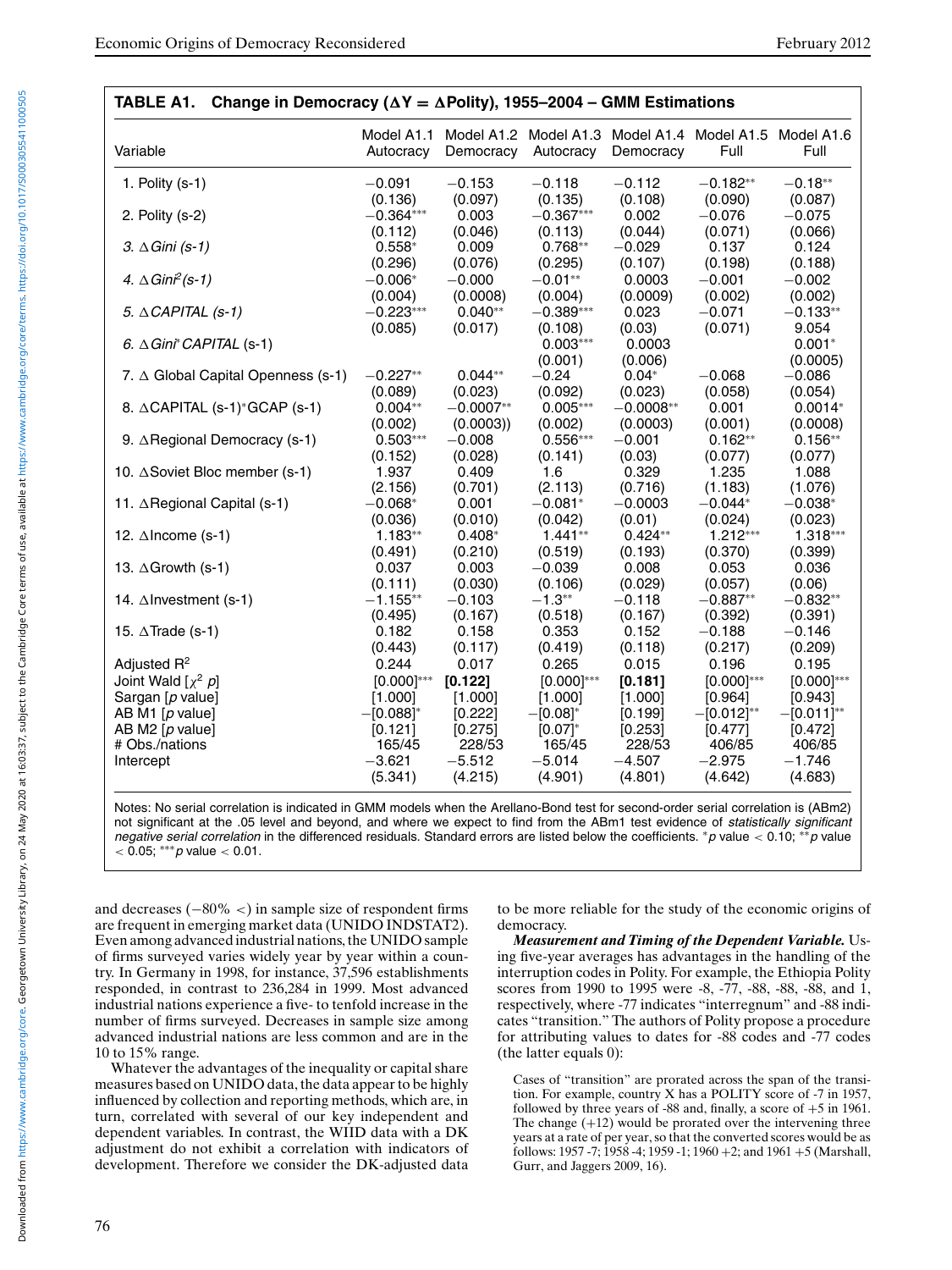**TABLE A1. Change in Democracy (ΔY = ΔPolity), 1955–2004 – GMM Estimations**

| Variable | Model A1.1 Autocracy | Model A1.2 Democracy | Model A1.3 Autocracy | Model A1.4 Democracy | Model A1.5 Full | Model A1.6 Full |
|---|---|---|---|---|---|---|
| 1. Polity (s-1) | −0.091 | −0.153 | −0.118 | −0.112 | −0.182** | −0.18** |
| | (0.136) | (0.097) | (0.135) | (0.108) | (0.090) | (0.087) |
| 2. Polity (s-2) | −0.364*** | 0.003 | −0.367*** | 0.002 | −0.076 | −0.075 |
| | (0.112) | (0.046) | (0.113) | (0.044) | (0.071) | (0.066) |
| 3. *ΔGini (s-1)* | 0.558* | 0.009 | 0.768** | −0.029 | 0.137 | 0.124 |
| | (0.296) | (0.076) | (0.295) | (0.107) | (0.198) | (0.188) |
| 4. *ΔGini$^2$(s-1)* | −0.006* | −0.000 | −0.01** | 0.0003 | −0.001 | −0.002 |
| | (0.004) | (0.0008) | (0.004) | (0.0009) | (0.002) | (0.002) |
| 5. *ΔCAPITAL (s-1)* | −0.223*** | 0.040** | −0.389*** | 0.023 | −0.071 | −0.133** |
| | (0.085) | (0.017) | (0.108) | (0.03) | (0.071) | 9.054 |
| 6. *ΔGini*\* *CAPITAL* (s-1) | | | 0.003*** | 0.0003 | | 0.001* |
| | | | (0.001) | (0.006) | | (0.0005) |
| 7. Δ Global Capital Openness (s-1) | −0.227** | 0.044** | −0.24 | 0.04* | −0.068 | −0.086 |
| | (0.089) | (0.023) | (0.092) | (0.023) | (0.058) | (0.054) |
| 8. ΔCAPITAL (s-1)\*GCAP (s-1) | 0.004** | −0.0007** | 0.005*** | −0.0008** | 0.001 | 0.0014* |
| | (0.002) | (0.0003)) | (0.002) | (0.0003) | (0.001) | (0.0008) |
| 9. ΔRegional Democracy (s-1) | 0.503*** | −0.008 | 0.556*** | −0.001 | 0.162** | 0.156** |
| | (0.152) | (0.028) | (0.141) | (0.03) | (0.077) | (0.077) |
| 10. ΔSoviet Bloc member (s-1) | 1.937 | 0.409 | 1.6 | 0.329 | 1.235 | 1.088 |
| | (2.156) | (0.701) | (2.113) | (0.716) | (1.183) | (1.076) |
| 11. ΔRegional Capital (s-1) | −0.068* | 0.001 | −0.081* | −0.0003 | −0.044* | −0.038* |
| | (0.036) | (0.010) | (0.042) | (0.01) | (0.024) | (0.023) |
| 12. ΔIncome (s-1) | 1.183** | 0.408* | 1.441** | 0.424** | 1.212*** | 1.318*** |
| | (0.491) | (0.210) | (0.519) | (0.193) | (0.370) | (0.399) |
| 13. ΔGrowth (s-1) | 0.037 | 0.003 | −0.039 | 0.008 | 0.053 | 0.036 |
| | (0.111) | (0.030) | (0.106) | (0.029) | (0.057) | (0.06) |
| 14. ΔInvestment (s-1) | −1.155** | −0.103 | −1.3** | −0.118 | −0.887** | −0.832** |
| | (0.495) | (0.167) | (0.518) | (0.167) | (0.392) | (0.391) |
| 15. ΔTrade (s-1) | 0.182 | 0.158 | 0.353 | 0.152 | −0.188 | −0.146 |
| | (0.443) | (0.117) | (0.419) | (0.118) | (0.217) | (0.209) |
| Adjusted $R^2$ | 0.244 | 0.017 | 0.265 | 0.015 | 0.196 | 0.195 |
| Joint Wald [$\chi^2$ $p$] | [0.000]*** | **[0.122]** | [0.000]*** | **[0.181]** | [0.000]*** | [0.000]*** |
| Sargan [*p* value] | [1.000] | [1.000] | [1.000] | [1.000] | [0.964] | [0.943] |
| AB M1 [*p* value] | −[0.088]* | [0.222] | −[0.08]* | [0.199] | −[0.012]** | −[0.011]** |
| AB M2 [*p* value] | [0.121] | [0.275] | [0.07]* | [0.253] | [0.477] | [0.472] |
| # Obs./nations | 165/45 | 228/53 | 165/45 | 228/53 | 406/85 | 406/85 |
| Intercept | −3.621 | −5.512 | −5.014 | −4.507 | −2.975 | −1.746 |
| | (5.341) | (4.215) | (4.901) | (4.801) | (4.642) | (4.683) |

Notes: No serial correlation is indicated in GMM models when the Arellano-Bond test for second-order serial correlation is (ABm2) not significant at the .05 level and beyond, and where we expect to find from the ABm1 test evidence of *statistically significant negative serial correlation* in the differenced residuals. Standard errors are listed below the coefficients. *$p$ value $< 0.10$; **$p$ value $< 0.05$; ***$p$ value $< 0.01$.

and decreases (−80% <) in sample size of respondent firms are frequent in emerging market data (UNIDO INDSTAT2). Even among advanced industrial nations, the UNIDO sample of firms surveyed varies widely year by year within a country. In Germany in 1998, for instance, 37,596 establishments responded, in contrast to 236,284 in 1999. Most advanced industrial nations experience a five- to tenfold increase in the number of firms surveyed. Decreases in sample size among advanced industrial nations are less common and are in the 10 to 15% range.

Whatever the advantages of the inequality or capital share measures based on UNIDO data, the data appear to be highly influenced by collection and reporting methods, which are, in turn, correlated with several of our key independent and dependent variables. In contrast, the WIID data with a DK adjustment do not exhibit a correlation with indicators of development. Therefore we consider the DK-adjusted data to be more reliable for the study of the economic origins of democracy.

***Measurement and Timing of the Dependent Variable.*** Using five-year averages has advantages in the handling of the interruption codes in Polity. For example, the Ethiopia Polity scores from 1990 to 1995 were -8, -77, -88, -88, -88, and 1, respectively, where -77 indicates "interregnum" and -88 indicates "transition." The authors of Polity propose a procedure for attributing values to dates for -88 codes and -77 codes (the latter equals 0):

> Cases of "transition" are prorated across the span of the transition. For example, country X has a POLITY score of -7 in 1957, followed by three years of -88 and, finally, a score of +5 in 1961. The change (+12) would be prorated over the intervening three years at a rate of per year, so that the converted scores would be as follows: 1957 -7; 1958 -4; 1959 -1; 1960 +2; and 1961 +5 (Marshall, Gurr, and Jaggers 2009, 16).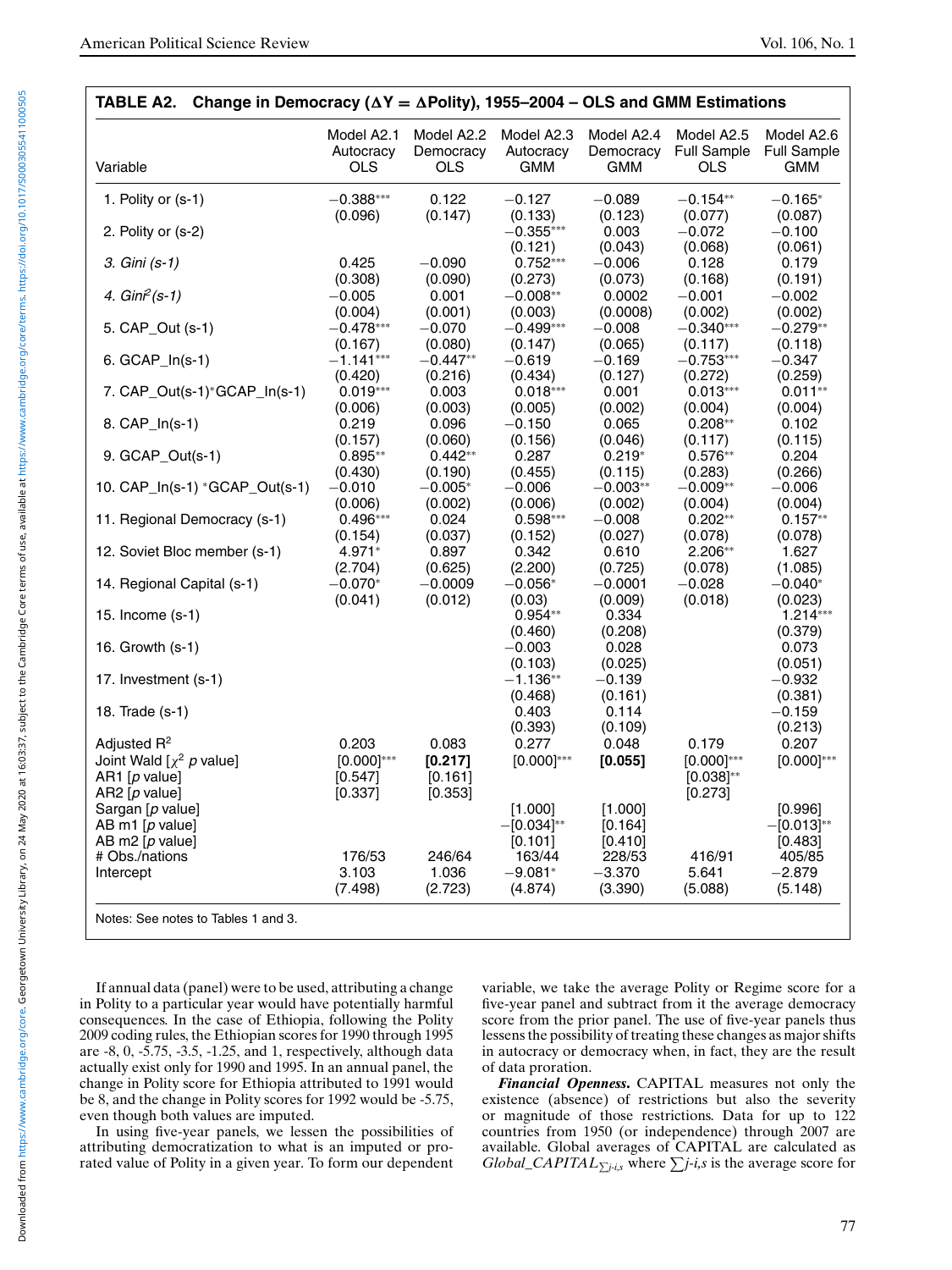**TABLE A2. Change in Democracy ($\Delta Y = \Delta$Polity), 1955–2004 – OLS and GMM Estimations**

| Variable | Model A2.1 Autocracy OLS | Model A2.2 Democracy OLS | Model A2.3 Autocracy GMM | Model A2.4 Democracy GMM | Model A2.5 Full Sample OLS | Model A2.6 Full Sample GMM |
|---|---|---|---|---|---|---|
| 1. Polity or (s-1) | −0.388*** | 0.122 | −0.127 | −0.089 | −0.154** | −0.165* |
| | (0.096) | (0.147) | (0.133) | (0.123) | (0.077) | (0.087) |
| 2. Polity or (s-2) | | | −0.355*** | 0.003 | −0.072 | −0.100 |
| | | | (0.121) | (0.043) | (0.068) | (0.061) |
| *3. Gini (s-1)* | 0.425 | −0.090 | 0.752*** | −0.006 | 0.128 | 0.179 |
| | (0.308) | (0.090) | (0.273) | (0.073) | (0.168) | (0.191) |
| *4. Gini$^2$(s-1)* | −0.005 | 0.001 | −0.008** | 0.0002 | −0.001 | −0.002 |
| | (0.004) | (0.001) | (0.003) | (0.0008) | (0.002) | (0.002) |
| 5. CAP_Out (s-1) | −0.478*** | −0.070 | −0.499*** | −0.008 | −0.340*** | −0.279** |
| | (0.167) | (0.080) | (0.147) | (0.065) | (0.117) | (0.118) |
| 6. GCAP_In(s-1) | −1.141*** | −0.447** | −0.619 | −0.169 | −0.753*** | −0.347 |
| | (0.420) | (0.216) | (0.434) | (0.127) | (0.272) | (0.259) |
| 7. CAP_Out(s-1)*GCAP_In(s-1) | 0.019*** | 0.003 | 0.018*** | 0.001 | 0.013*** | 0.011** |
| | (0.006) | (0.003) | (0.005) | (0.002) | (0.004) | (0.004) |
| 8. CAP_In(s-1) | 0.219 | 0.096 | −0.150 | 0.065 | 0.208** | 0.102 |
| | (0.157) | (0.060) | (0.156) | (0.046) | (0.117) | (0.115) |
| 9. GCAP_Out(s-1) | 0.895** | 0.442** | 0.287 | 0.219* | 0.576** | 0.204 |
| | (0.430) | (0.190) | (0.455) | (0.115) | (0.283) | (0.266) |
| 10. CAP_In(s-1) *GCAP_Out(s-1) | −0.010 | −0.005* | −0.006 | −0.003** | −0.009** | −0.006 |
| | (0.006) | (0.002) | (0.006) | (0.002) | (0.004) | (0.004) |
| 11. Regional Democracy (s-1) | 0.496*** | 0.024 | 0.598*** | −0.008 | 0.202** | 0.157** |
| | (0.154) | (0.037) | (0.152) | (0.027) | (0.078) | (0.078) |
| 12. Soviet Bloc member (s-1) | 4.971* | 0.897 | 0.342 | 0.610 | 2.206** | 1.627 |
| | (2.704) | (0.625) | (2.200) | (0.725) | (0.078) | (1.085) |
| 14. Regional Capital (s-1) | −0.070* | −0.0009 | −0.056* | −0.0001 | −0.028 | −0.040* |
| | (0.041) | (0.012) | (0.03) | (0.009) | (0.018) | (0.023) |
| 15. Income (s-1) | | | 0.954** | 0.334 | | 1.214*** |
| | | | (0.460) | (0.208) | | (0.379) |
| 16. Growth (s-1) | | | −0.003 | 0.028 | | 0.073 |
| | | | (0.103) | (0.025) | | (0.051) |
| 17. Investment (s-1) | | | −1.136** | −0.139 | | −0.932 |
| | | | (0.468) | (0.161) | | (0.381) |
| 18. Trade (s-1) | | | 0.403 | 0.114 | | −0.159 |
| | | | (0.393) | (0.109) | | (0.213) |
| Adjusted $R^2$ | 0.203 | 0.083 | 0.277 | 0.048 | 0.179 | 0.207 |
| Joint Wald [$\chi^2$ *p* value] | [0.000]*** | **[0.217]** | [0.000]*** | **[0.055]** | [0.000]*** | [0.000]*** |
| AR1 [*p* value] | [0.547] | [0.161] | | | [0.038]** | |
| AR2 [*p* value] | [0.337] | [0.353] | | | [0.273] | |
| Sargan [*p* value] | | | [1.000] | [1.000] | | [0.996] |
| AB m1 [*p* value] | | | −[0.034]** | [0.164] | | −[0.013]** |
| AB m2 [*p* value] | | | [0.101] | [0.410] | | [0.483] |
| # Obs./nations | 176/53 | 246/64 | 163/44 | 228/53 | 416/91 | 405/85 |
| Intercept | 3.103 | 1.036 | −9.081* | −3.370 | 5.641 | −2.879 |
| | (7.498) | (2.723) | (4.874) | (3.390) | (5.088) | (5.148) |

Notes: See notes to Tables 1 and 3.

If annual data (panel) were to be used, attributing a change in Polity to a particular year would have potentially harmful consequences. In the case of Ethiopia, following the Polity 2009 coding rules, the Ethiopian scores for 1990 through 1995 are -8, 0, -5.75, -3.5, -1.25, and 1, respectively, although data actually exist only for 1990 and 1995. In an annual panel, the change in Polity score for Ethiopia attributed to 1991 would be 8, and the change in Polity scores for 1992 would be -5.75, even though both values are imputed.

In using five-year panels, we lessen the possibilities of attributing democratization to what is an imputed or prorated value of Polity in a given year. To form our dependent variable, we take the average Polity or Regime score for a five-year panel and subtract from it the average democracy score from the prior panel. The use of five-year panels thus lessens the possibility of treating these changes as major shifts in autocracy or democracy when, in fact, they are the result of data proration.

***Financial Openness.*** CAPITAL measures not only the existence (absence) of restrictions but also the severity or magnitude of those restrictions. Data for up to 122 countries from 1950 (or independence) through 2007 are available. Global averages of CAPITAL are calculated as $Global\_CAPITAL_{\sum j\text{-}i,s}$ where $\sum j\text{-}i,s$ is the average score for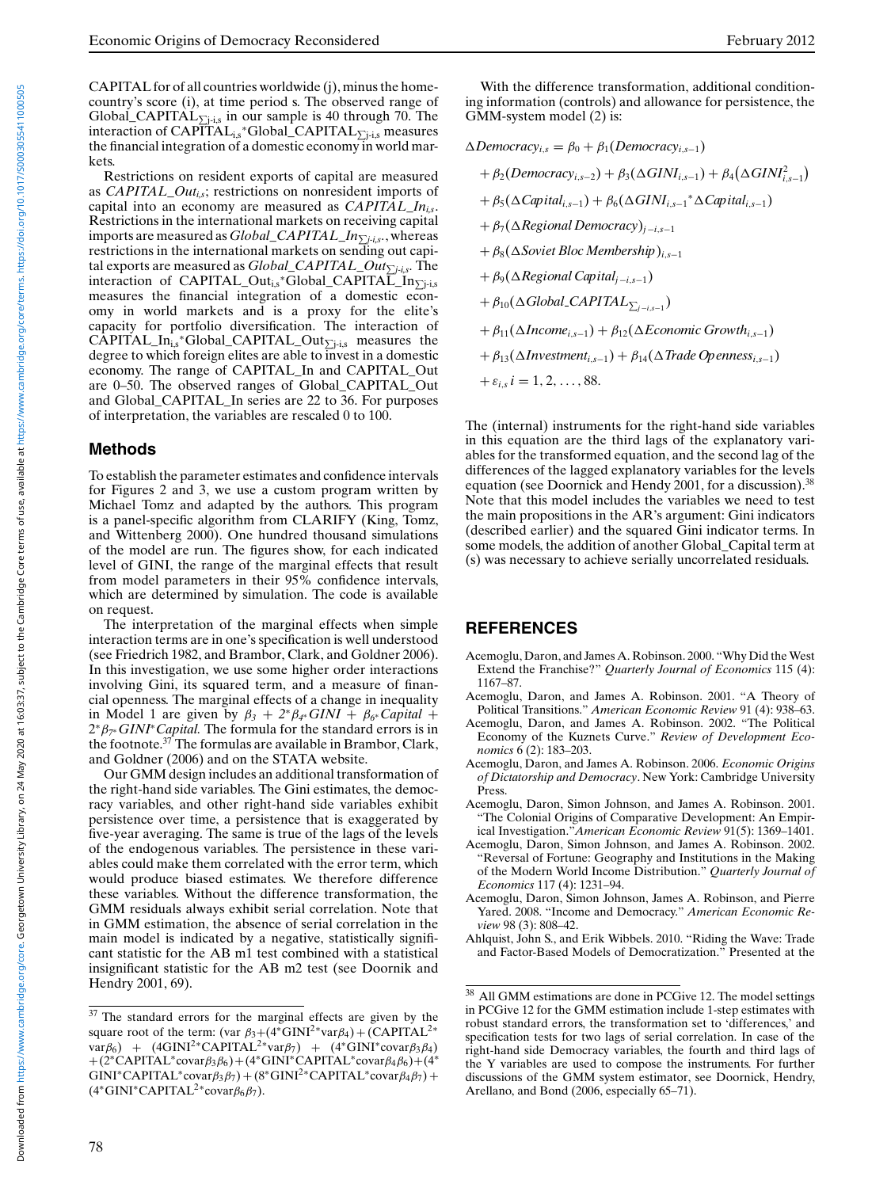CAPITAL for of all countries worldwide (j), minus the home-country's score (i), at time period s. The observed range of $Global\_CAPITAL_{\sum j\text{-}i,s}$ in our sample is 40 through 70. The interaction of $CAPITAL_{i,s}{}^{*}Global\_CAPITAL_{\sum j\text{-}i,s}$ measures the financial integration of a domestic economy in world markets.

Restrictions on resident exports of capital are measured as $CAPITAL\_Out_{i,s}$; restrictions on nonresident imports of capital into an economy are measured as $CAPITAL\_In_{i,s}$. Restrictions in the international markets on receiving capital imports are measured as $Global\_CAPITAL\_In_{\sum j\text{-}i,s}$, whereas restrictions in the international markets on sending out capital exports are measured as $Global\_CAPITAL\_Out_{\sum j\text{-}i,s}$. The interaction of $CAPITAL\_Out_{i,s}{}^{*}Global\_CAPITAL\_In_{\sum j\text{-}i,s}$ measures the financial integration of a domestic economy in world markets and is a proxy for the elite's capacity for portfolio diversification. The interaction of $CAPITAL\_In_{i,s}{}^{*}Global\_CAPITAL\_Out_{\sum j\text{-}i,s}$ measures the degree to which foreign elites are able to invest in a domestic economy. The range of CAPITAL_In and CAPITAL_Out are 0–50. The observed ranges of Global_CAPITAL_Out and Global_CAPITAL_In series are 22 to 36. For purposes of interpretation, the variables are rescaled 0 to 100.

## Methods

To establish the parameter estimates and confidence intervals for Figures 2 and 3, we use a custom program written by Michael Tomz and adapted by the authors. This program is a panel-specific algorithm from CLARIFY (King, Tomz, and Wittenberg 2000). One hundred thousand simulations of the model are run. The figures show, for each indicated level of GINI, the range of the marginal effects that result from model parameters in their 95% confidence intervals, which are determined by simulation. The code is available on request.

The interpretation of the marginal effects when simple interaction terms are in one's specification is well understood (see Friedrich 1982, and Brambor, Clark, and Goldner 2006). In this investigation, we use some higher order interactions involving Gini, its squared term, and a measure of financial openness. The marginal effects of a change in inequality in Model 1 are given by $\beta_3 + 2^*\beta_{4^*}GINI + \beta_{6^*}Capital + 2^*\beta_{7^*}GINI^*Capital$. The formula for the standard errors is in the footnote.[37] The formulas are available in Brambor, Clark, and Goldner (2006) and on the STATA website.

Our GMM design includes an additional transformation of the right-hand side variables. The Gini estimates, the democracy variables, and other right-hand side variables exhibit persistence over time, a persistence that is exaggerated by five-year averaging. The same is true of the lags of the levels of the endogenous variables. The persistence in these variables could make them correlated with the error term, which would produce biased estimates. We therefore difference these variables. Without the difference transformation, the GMM residuals always exhibit serial correlation. Note that in GMM estimation, the absence of serial correlation in the main model is indicated by a negative, statistically significant statistic for the AB m1 test combined with a statistical insignificant statistic for the AB m2 test (see Doornik and Hendry 2001, 69).

With the difference transformation, additional conditioning information (controls) and allowance for persistence, the GMM-system model (2) is:

$$
\begin{aligned}
\Delta Democracy_{i,s} &= \beta_0 + \beta_1(Democracy_{i,s-1}) \\
&+ \beta_2(Democracy_{i,s-2}) + \beta_3(\Delta GINI_{i,s-1}) + \beta_4\left(\Delta GINI^2_{i,s-1}\right) \\
&+ \beta_5(\Delta Capital_{i,s-1}) + \beta_6(\Delta GINI_{i,s-1}{}^{*}\Delta Capital_{i,s-1}) \\
&+ \beta_7(\Delta Regional\ Democracy)_{j-i,s-1} \\
&+ \beta_8(\Delta Soviet\ Bloc\ Membership)_{i,s-1} \\
&+ \beta_9(\Delta Regional\ Capital_{j-i,s-1}) \\
&+ \beta_{10}(\Delta Global\_CAPITAL_{\sum j-i,s-1}) \\
&+ \beta_{11}(\Delta Income_{i,s-1}) + \beta_{12}(\Delta Economic\ Growth_{i,s-1}) \\
&+ \beta_{13}(\Delta Investment_{i,s-1}) + \beta_{14}(\Delta Trade\ Openness_{i,s-1}) \\
&+ \varepsilon_{i,s}\ i = 1, 2, \ldots, 88.
\end{aligned}
$$

The (internal) instruments for the right-hand side variables in this equation are the third lags of the explanatory variables for the transformed equation, and the second lag of the differences of the lagged explanatory variables for the levels equation (see Doornick and Hendy 2001, for a discussion).[38] Note that this model includes the variables we need to test the main propositions in the AR's argument: Gini indicators (described earlier) and the squared Gini indicator terms. In some models, the addition of another Global_Capital term at (s) was necessary to achieve serially uncorrelated residuals.

## REFERENCES

- Acemoglu, Daron, and James A. Robinson. 2000. "Why Did the West Extend the Franchise?" *Quarterly Journal of Economics* 115 (4): 1167–87.
- Acemoglu, Daron, and James A. Robinson. 2001. "A Theory of Political Transitions." *American Economic Review* 91 (4): 938–63.
- Acemoglu, Daron, and James A. Robinson. 2002. "The Political Economy of the Kuznets Curve." *Review of Development Economics* 6 (2): 183–203.
- Acemoglu, Daron, and James A. Robinson. 2006. *Economic Origins of Dictatorship and Democracy*. New York: Cambridge University Press.
- Acemoglu, Daron, Simon Johnson, and James A. Robinson. 2001. "The Colonial Origins of Comparative Development: An Empirical Investigation."*American Economic Review* 91(5): 1369–1401.
- Acemoglu, Daron, Simon Johnson, and James A. Robinson. 2002. "Reversal of Fortune: Geography and Institutions in the Making of the Modern World Income Distribution." *Quarterly Journal of Economics* 117 (4): 1231–94.
- Acemoglu, Daron, Simon Johnson, James A. Robinson, and Pierre Yared. 2008. "Income and Democracy." *American Economic Review* 98 (3): 808–42.
- Ahlquist, John S., and Erik Wibbels. 2010. "Riding the Wave: Trade and Factor-Based Models of Democratization." Presented at the

---

[37] The standard errors for the marginal effects are given by the square root of the term: $(\text{var}\ \beta_3 + (4^*GINI^{2*}\text{var}\beta_4) + (CAPITAL^{2*}\text{var}\beta_6) + (4GINI^{2*}CAPITAL^{2*}\text{var}\beta_7) + (4^*GINI^*\text{covar}\beta_3\beta_4) + (2^*CAPITAL^*\text{covar}\beta_3\beta_6) + (4^*GINI^*CAPITAL^*\text{covar}\beta_4\beta_6) + (4^*GINI^*CAPITAL^*\text{covar}\beta_3\beta_7) + (8^*GINI^{2*}CAPITAL^*\text{covar}\beta_4\beta_7) + (4^*GINI^*CAPITAL^{2*}\text{covar}\beta_6\beta_7)$.

[38] All GMM estimations are done in PCGive 12. The model settings in PCGive 12 for the GMM estimation include 1-step estimates with robust standard errors, the transformation set to 'differences,' and specification tests for two lags of serial correlation. In case of the right-hand side Democracy variables, the fourth and third lags of the Y variables are used to compose the instruments. For further discussions of the GMM system estimator, see Doornick, Hendry, Arellano, and Bond (2006, especially 65–71).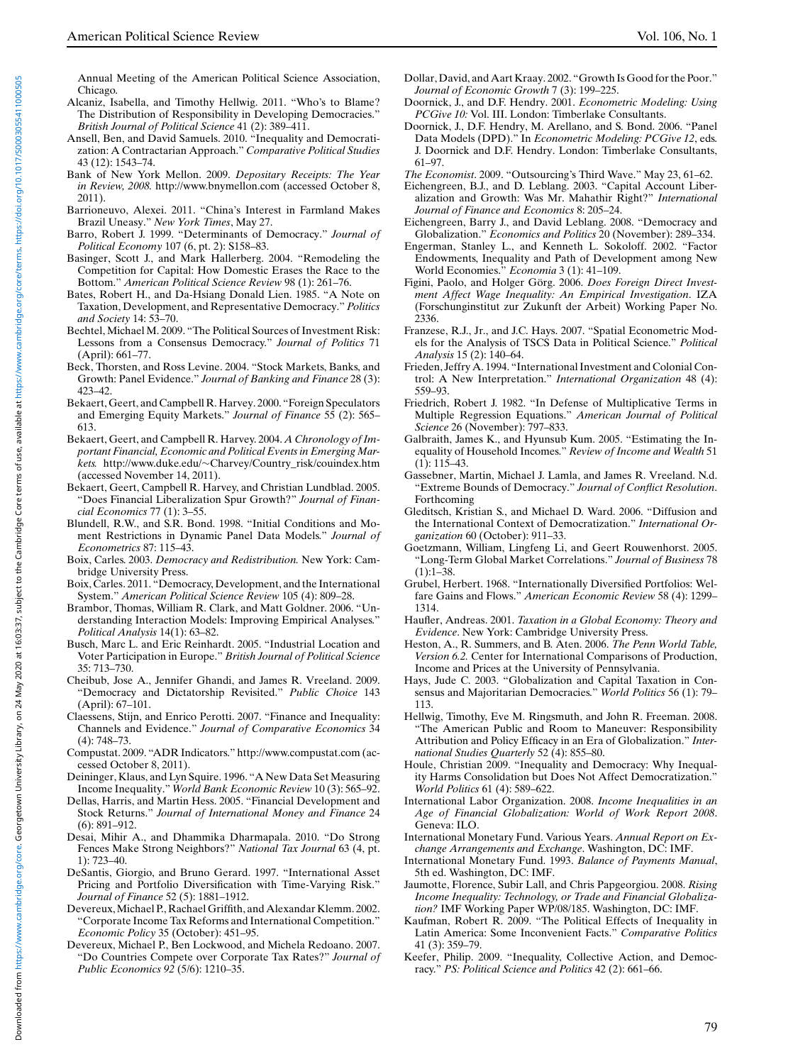Annual Meeting of the American Political Science Association, Chicago.

Alcaniz, Isabella, and Timothy Hellwig. 2011. "Who's to Blame? The Distribution of Responsibility in Developing Democracies." *British Journal of Political Science* 41 (2): 389–411.

Ansell, Ben, and David Samuels. 2010. "Inequality and Democratization: A Contractarian Approach." *Comparative Political Studies* 43 (12): 1543–74.

Bank of New York Mellon. 2009. *Depositary Receipts: The Year in Review, 2008.* http://www.bnymellon.com (accessed October 8, 2011).

Barrioneuvo, Alexei. 2011. "China's Interest in Farmland Makes Brazil Uneasy." *New York Times*, May 27.

Barro, Robert J. 1999. "Determinants of Democracy." *Journal of Political Economy* 107 (6, pt. 2): S158–83.

Basinger, Scott J., and Mark Hallerberg. 2004. "Remodeling the Competition for Capital: How Domestic Erases the Race to the Bottom." *American Political Science Review* 98 (1): 261–76.

Bates, Robert H., and Da-Hsiang Donald Lien. 1985. "A Note on Taxation, Development, and Representative Democracy." *Politics and Society* 14: 53–70.

Bechtel, Michael M. 2009. "The Political Sources of Investment Risk: Lessons from a Consensus Democracy." *Journal of Politics* 71 (April): 661–77.

Beck, Thorsten, and Ross Levine. 2004. "Stock Markets, Banks, and Growth: Panel Evidence." *Journal of Banking and Finance* 28 (3): 423–42.

Bekaert, Geert, and Campbell R. Harvey. 2000. "Foreign Speculators and Emerging Equity Markets." *Journal of Finance* 55 (2): 565–613.

Bekaert, Geert, and Campbell R. Harvey. 2004. *A Chronology of Important Financial, Economic and Political Events in Emerging Markets.* http://www.duke.edu/~Charvey/Country_risk/couindex.htm (accessed November 14, 2011).

Bekaert, Geert, Campbell R. Harvey, and Christian Lundblad. 2005. "Does Financial Liberalization Spur Growth?" *Journal of Financial Economics* 77 (1): 3–55.

Blundell, R.W., and S.R. Bond. 1998. "Initial Conditions and Moment Restrictions in Dynamic Panel Data Models." *Journal of Econometrics* 87: 115–43.

Boix, Carles. 2003. *Democracy and Redistribution.* New York: Cambridge University Press.

Boix, Carles. 2011. "Democracy, Development, and the International System." *American Political Science Review* 105 (4): 809–28.

Brambor, Thomas, William R. Clark, and Matt Goldner. 2006. "Understanding Interaction Models: Improving Empirical Analyses." *Political Analysis* 14(1): 63–82.

Busch, Marc L. and Eric Reinhardt. 2005. "Industrial Location and Voter Participation in Europe." *British Journal of Political Science* 35: 713–730.

Cheibub, Jose A., Jennifer Ghandi, and James R. Vreeland. 2009. "Democracy and Dictatorship Revisited." *Public Choice* 143 (April): 67–101.

Claessens, Stijn, and Enrico Perotti. 2007. "Finance and Inequality: Channels and Evidence." *Journal of Comparative Economics* 34 (4): 748–73.

Compustat. 2009. "ADR Indicators." http://www.compustat.com (accessed October 8, 2011).

Deininger, Klaus, and Lyn Squire. 1996. "A New Data Set Measuring Income Inequality." *World Bank Economic Review* 10 (3): 565–92.

Dellas, Harris, and Martin Hess. 2005. "Financial Development and Stock Returns." *Journal of International Money and Finance* 24 (6): 891–912.

Desai, Mihir A., and Dhammika Dharmapala. 2010. "Do Strong Fences Make Strong Neighbors?" *National Tax Journal* 63 (4, pt. 1): 723–40.

DeSantis, Giorgio, and Bruno Gerard. 1997. "International Asset Pricing and Portfolio Diversification with Time-Varying Risk." *Journal of Finance* 52 (5): 1881–1912.

Devereux, Michael P., Rachael Griffith, and Alexandar Klemm. 2002. "Corporate Income Tax Reforms and International Competition." *Economic Policy* 35 (October): 451–95.

Devereux, Michael P., Ben Lockwood, and Michela Redoano. 2007. "Do Countries Compete over Corporate Tax Rates?" *Journal of Public Economics 92* (5/6): 1210–35.

Dollar, David, and Aart Kraay. 2002. "Growth Is Good for the Poor." *Journal of Economic Growth* 7 (3): 199–225.

Doornick, J., and D.F. Hendry. 2001. *Econometric Modeling: Using PCGive 10:* Vol. III. London: Timberlake Consultants.

Doornick, J., D.F. Hendry, M. Arellano, and S. Bond. 2006. "Panel Data Models (DPD)." In *Econometric Modeling: PCGive 12*, eds. J. Doornick and D.F. Hendry. London: Timberlake Consultants, 61–97.

*The Economist*. 2009. "Outsourcing's Third Wave." May 23, 61–62.

Eichengreen, B.J., and D. Leblang. 2003. "Capital Account Liberalization and Growth: Was Mr. Mahathir Right?" *International Journal of Finance and Economics* 8: 205–24.

Eichengreen, Barry J., and David Leblang. 2008. "Democracy and Globalization." *Economics and Politics* 20 (November): 289–334.

Engerman, Stanley L., and Kenneth L. Sokoloff. 2002. "Factor Endowments, Inequality and Path of Development among New World Economies." *Economia* 3 (1): 41–109.

Figini, Paolo, and Holger Görg. 2006. *Does Foreign Direct Investment Affect Wage Inequality: An Empirical Investigation*. IZA (Forschunginstitut zur Zukunft der Arbeit) Working Paper No. 2336.

Franzese, R.J., Jr., and J.C. Hays. 2007. "Spatial Econometric Models for the Analysis of TSCS Data in Political Science." *Political Analysis* 15 (2): 140–64.

Frieden, Jeffry A. 1994. "International Investment and Colonial Control: A New Interpretation." *International Organization* 48 (4): 559–93.

Friedrich, Robert J. 1982. "In Defense of Multiplicative Terms in Multiple Regression Equations." *American Journal of Political Science* 26 (November): 797–833.

Galbraith, James K., and Hyunsub Kum. 2005. "Estimating the Inequality of Household Incomes." *Review of Income and Wealth* 51 (1): 115–43.

Gassebner, Martin, Michael J. Lamla, and James R. Vreeland. N.d. "Extreme Bounds of Democracy." *Journal of Conflict Resolution*. Forthcoming

Gleditsch, Kristian S., and Michael D. Ward. 2006. "Diffusion and the International Context of Democratization." *International Organization* 60 (October): 911–33.

Goetzmann, William, Lingfeng Li, and Geert Rouwenhorst. 2005. "Long-Term Global Market Correlations." *Journal of Business* 78 (1):1–38.

Grubel, Herbert. 1968. "Internationally Diversified Portfolios: Welfare Gains and Flows." *American Economic Review* 58 (4): 1299–1314.

Haufler, Andreas. 2001. *Taxation in a Global Economy: Theory and Evidence*. New York: Cambridge University Press.

Heston, A., R. Summers, and B. Aten. 2006. *The Penn World Table, Version 6.2.* Center for International Comparisons of Production, Income and Prices at the University of Pennsylvania.

Hays, Jude C. 2003. "Globalization and Capital Taxation in Consensus and Majoritarian Democracies." *World Politics* 56 (1): 79–113.

Hellwig, Timothy, Eve M. Ringsmuth, and John R. Freeman. 2008. "The American Public and Room to Maneuver: Responsibility Attribution and Policy Efficacy in an Era of Globalization." *International Studies Quarterly* 52 (4): 855–80.

Houle, Christian 2009. "Inequality and Democracy: Why Inequality Harms Consolidation but Does Not Affect Democratization." *World Politics* 61 (4): 589–622.

International Labor Organization. 2008. *Income Inequalities in an Age of Financial Globalization: World of Work Report 2008*. Geneva: ILO.

International Monetary Fund. Various Years. *Annual Report on Exchange Arrangements and Exchange*. Washington, DC: IMF.

International Monetary Fund. 1993. *Balance of Payments Manual*, 5th ed. Washington, DC: IMF.

Jaumotte, Florence, Subir Lall, and Chris Papgeorgiou. 2008. *Rising Income Inequality: Technology, or Trade and Financial Globalization?* IMF Working Paper WP/08/185. Washington, DC: IMF.

Kaufman, Robert R. 2009. "The Political Effects of Inequality in Latin America: Some Inconvenient Facts." *Comparative Politics* 41 (3): 359–79.

Keefer, Philip. 2009. "Inequality, Collective Action, and Democracy." *PS: Political Science and Politics* 42 (2): 661–66.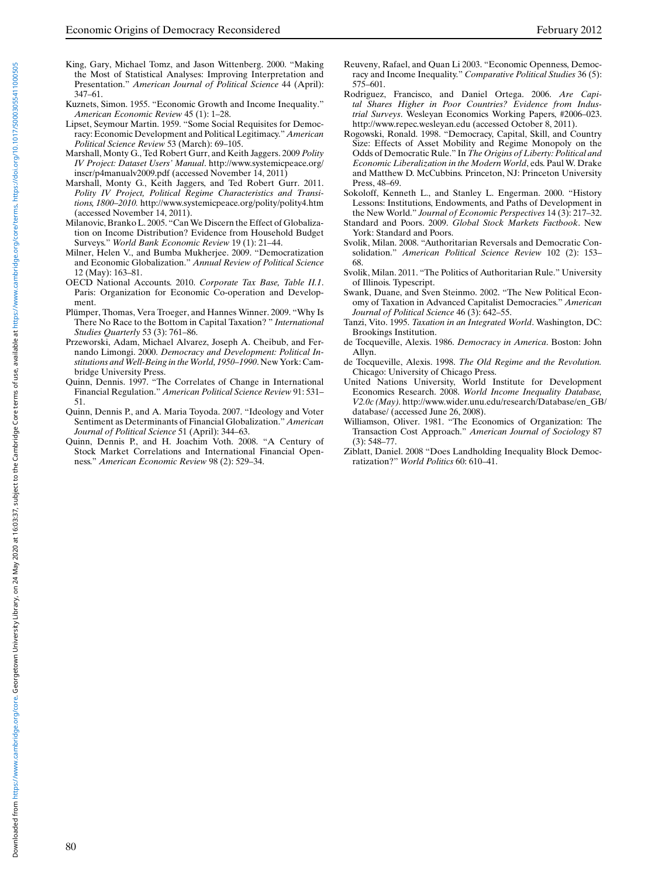King, Gary, Michael Tomz, and Jason Wittenberg. 2000. "Making the Most of Statistical Analyses: Improving Interpretation and Presentation." *American Journal of Political Science* 44 (April): 347–61.

Kuznets, Simon. 1955. "Economic Growth and Income Inequality." *American Economic Review* 45 (1): 1–28.

Lipset, Seymour Martin. 1959. "Some Social Requisites for Democracy: Economic Development and Political Legitimacy." *American Political Science Review* 53 (March): 69–105.

Marshall, Monty G., Ted Robert Gurr, and Keith Jaggers. 2009 *Polity IV Project: Dataset Users' Manual*. http://www.systemicpeace.org/inscr/p4manualv2009.pdf (accessed November 14, 2011)

Marshall, Monty G., Keith Jaggers, and Ted Robert Gurr. 2011. *Polity IV Project, Political Regime Characteristics and Transitions, 1800–2010.* http://www.systemicpeace.org/polity/polity4.htm (accessed November 14, 2011).

Milanovic, Branko L. 2005. "Can We Discern the Effect of Globalization on Income Distribution? Evidence from Household Budget Surveys." *World Bank Economic Review* 19 (1): 21–44.

Milner, Helen V., and Bumba Mukherjee. 2009. "Democratization and Economic Globalization." *Annual Review of Political Science* 12 (May): 163–81.

OECD National Accounts. 2010. *Corporate Tax Base, Table II.1*. Paris: Organization for Economic Co-operation and Development.

Plümper, Thomas, Vera Troeger, and Hannes Winner. 2009. "Why Is There No Race to the Bottom in Capital Taxation? " *International Studies Quarterly* 53 (3): 761–86.

Przeworski, Adam, Michael Alvarez, Joseph A. Cheibub, and Fernando Limongi. 2000. *Democracy and Development: Political Institutions and Well-Being in the World, 1950–1990*. New York: Cambridge University Press.

Quinn, Dennis. 1997. "The Correlates of Change in International Financial Regulation." *American Political Science Review* 91: 531–51.

Quinn, Dennis P., and A. Maria Toyoda. 2007. "Ideology and Voter Sentiment as Determinants of Financial Globalization." *American Journal of Political Science* 51 (April): 344–63.

Quinn, Dennis P., and H. Joachim Voth. 2008. "A Century of Stock Market Correlations and International Financial Openness." *American Economic Review* 98 (2): 529–34.

Reuveny, Rafael, and Quan Li 2003. "Economic Openness, Democracy and Income Inequality." *Comparative Political Studies* 36 (5): 575–601.

Rodriguez, Francisco, and Daniel Ortega. 2006. *Are Capital Shares Higher in Poor Countries? Evidence from Industrial Surveys*. Wesleyan Economics Working Papers, #2006–023. http://www.repec.wesleyan.edu (accessed October 8, 2011).

Rogowski, Ronald. 1998. "Democracy, Capital, Skill, and Country Size: Effects of Asset Mobility and Regime Monopoly on the Odds of Democratic Rule." In *The Origins of Liberty: Political and Economic Liberalization in the Modern World*, eds. Paul W. Drake and Matthew D. McCubbins. Princeton, NJ: Princeton University Press, 48–69.

Sokoloff, Kenneth L., and Stanley L. Engerman. 2000. "History Lessons: Institutions, Endowments, and Paths of Development in the New World." *Journal of Economic Perspectives* 14 (3): 217–32.

Standard and Poors. 2009. *Global Stock Markets Factbook*. New York: Standard and Poors.

Svolik, Milan. 2008. "Authoritarian Reversals and Democratic Consolidation." *American Political Science Review* 102 (2): 153–68.

Svolik, Milan. 2011. "The Politics of Authoritarian Rule." University of Illinois. Typescript.

Swank, Duane, and Sven Steinmo. 2002. "The New Political Economy of Taxation in Advanced Capitalist Democracies." *American Journal of Political Science* 46 (3): 642–55.

Tanzi, Vito. 1995. *Taxation in an Integrated World*. Washington, DC: Brookings Institution.

de Tocqueville, Alexis. 1986. *Democracy in America*. Boston: John Allyn.

de Tocqueville, Alexis. 1998. *The Old Regime and the Revolution.* Chicago: University of Chicago Press.

United Nations University, World Institute for Development Economics Research. 2008. *World Income Inequality Database, V2.0c (May).* http://www.wider.unu.edu/research/Database/en_GB/database/ (accessed June 26, 2008).

Williamson, Oliver. 1981. "The Economics of Organization: The Transaction Cost Approach." *American Journal of Sociology* 87 (3): 548–77.

Ziblatt, Daniel. 2008 "Does Landholding Inequality Block Democratization?" *World Politics* 60: 610–41.